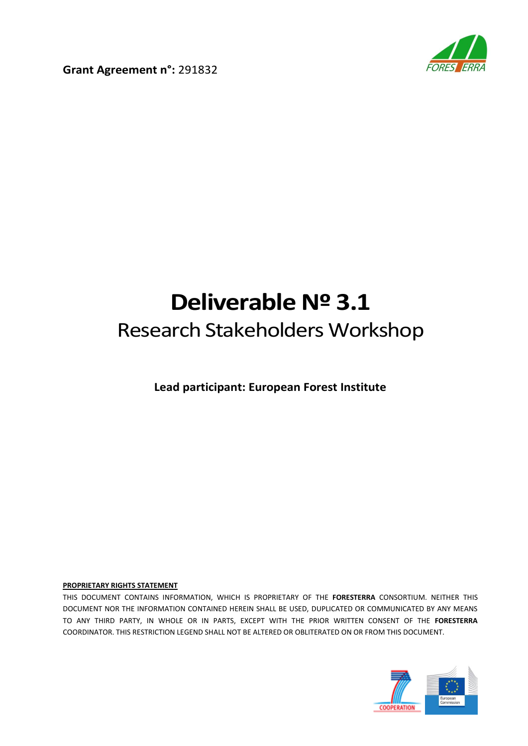**Grant Agreement n°:** 291832

# Deliverable Nº 3.1

## Research Stakeholders Workshop

**Lead participant: European Forest Institute**

**PROPRIETARY RIGHTS STATEMENT**

THIS DOCUMENT CONTAINS INFORMATION, WHICH IS PROPRIETARY OF THE **FORESTERRA** CONSORTIUM. NEITHER THIS DOCUMENT NOR THE INFORMATION CONTAINED HEREIN SHALL BE USED, DUPLICATED OR COMMUNICATED BY ANY MEANS TO ANY THIRD PARTY, IN WHOLE OR IN PARTS, EXCEPT WITH THE PRIOR WRITTEN CONSENT OF THE **FORESTERRA** COORDINATOR. THIS RESTRICTION LEGEND SHALL NOT BE ALTERED OR OBLITERATED ON OR FROM THIS DOCUMENT.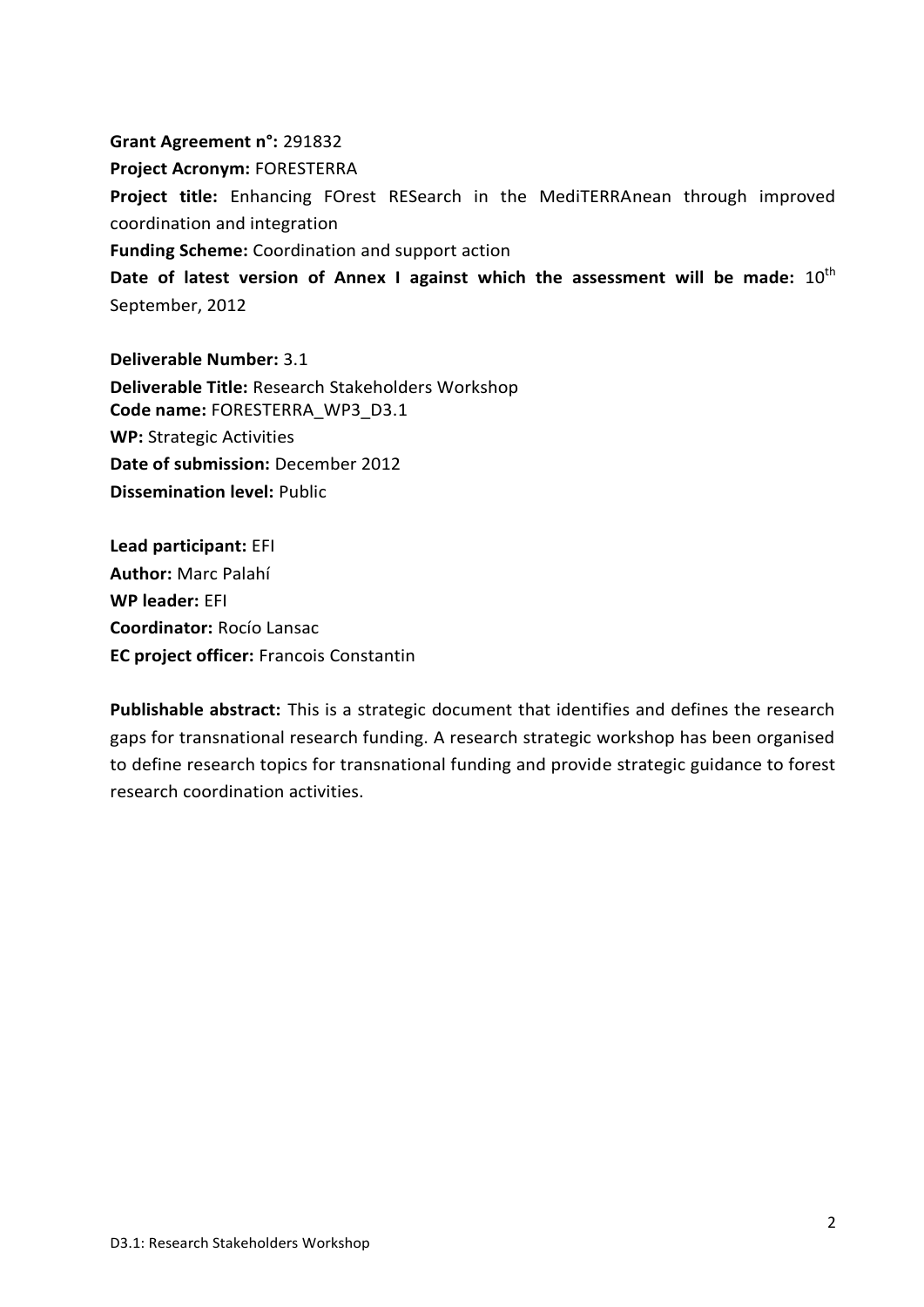**Grant Agreement n°:** 291832

**Project Acronym:** FORESTERRA

**Project title:** Enhancing FOrest RESearch in the MediTERRAnean through improved coordination and integration

**Funding Scheme:** Coordination and support action

**Date of latest version of Annex I against which the assessment will be made:** 10th September, 2012

**Deliverable Number:** 3.1

**Deliverable Title:** Research Stakeholders Workshop

**Code name:** FORESTERRA_WP3_D3.1

**WP:** Strategic Activities

**Date of submission:** December 2012

**Dissemination level:** Public

**Lead participant:** EFI

**Author:** Marc Palahí

**WP leader:** EFI

**Coordinator:** Rocío Lansac

**EC project officer:** Francois Constantin

**Publishable abstract:** This is a strategic document that identifies and defines the research gaps for transnational research funding. A research strategic workshop has been organised to define research topics for transnational funding and provide strategic guidance to forest research coordination activities.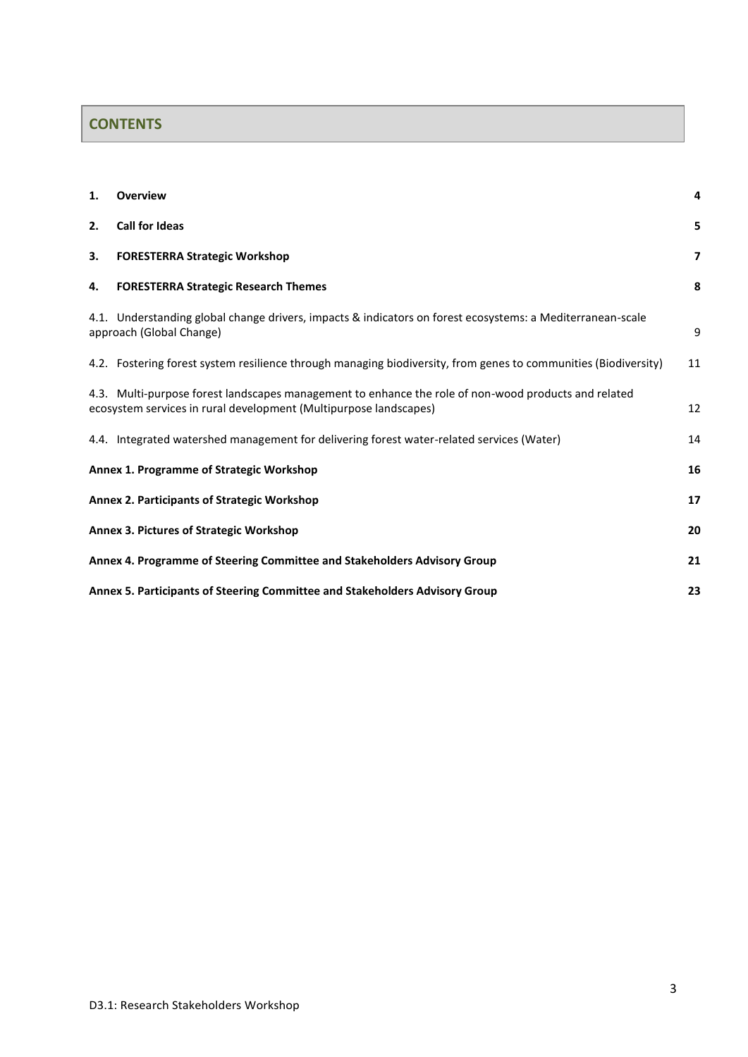## CONTENTS

| | | |
|---|---|---|
| **1.** | **Overview** | **4** |
| **2.** | **Call for Ideas** | **5** |
| **3.** | **FORESTERRA Strategic Workshop** | **7** |
| **4.** | **FORESTERRA Strategic Research Themes** | **8** |
| | 4.1. Understanding global change drivers, impacts & indicators on forest ecosystems: a Mediterranean-scale approach (Global Change) | 9 |
| | 4.2. Fostering forest system resilience through managing biodiversity, from genes to communities (Biodiversity) | 11 |
| | 4.3. Multi-purpose forest landscapes management to enhance the role of non-wood products and related ecosystem services in rural development (Multipurpose landscapes) | 12 |
| | 4.4. Integrated watershed management for delivering forest water-related services (Water) | 14 |
| | **Annex 1. Programme of Strategic Workshop** | **16** |
| | **Annex 2. Participants of Strategic Workshop** | **17** |
| | **Annex 3. Pictures of Strategic Workshop** | **20** |
| | **Annex 4. Programme of Steering Committee and Stakeholders Advisory Group** | **21** |
| | **Annex 5. Participants of Steering Committee and Stakeholders Advisory Group** | **23** |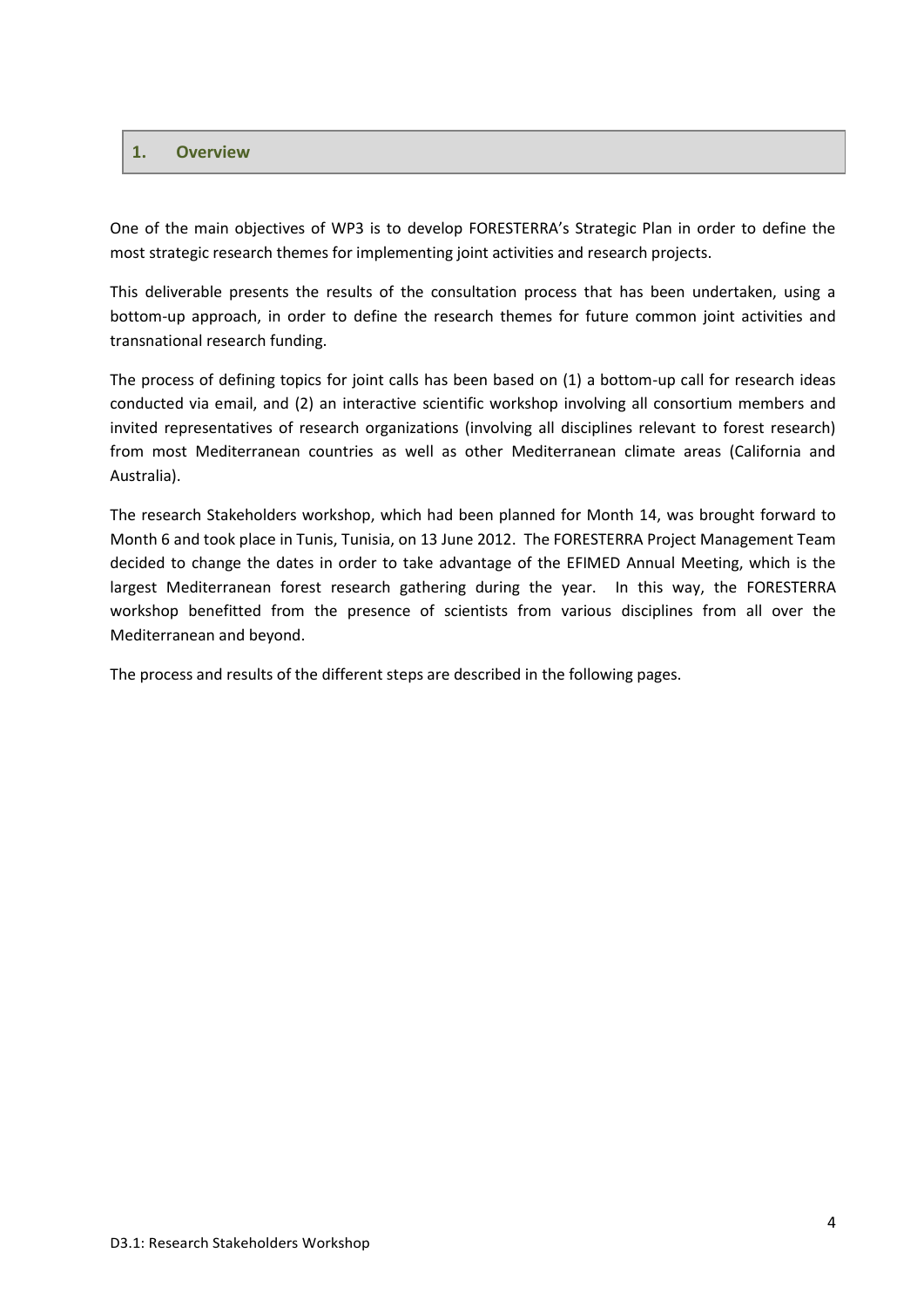## 1. Overview

One of the main objectives of WP3 is to develop FORESTERRA's Strategic Plan in order to define the most strategic research themes for implementing joint activities and research projects.

This deliverable presents the results of the consultation process that has been undertaken, using a bottom-up approach, in order to define the research themes for future common joint activities and transnational research funding.

The process of defining topics for joint calls has been based on (1) a bottom-up call for research ideas conducted via email, and (2) an interactive scientific workshop involving all consortium members and invited representatives of research organizations (involving all disciplines relevant to forest research) from most Mediterranean countries as well as other Mediterranean climate areas (California and Australia).

The research Stakeholders workshop, which had been planned for Month 14, was brought forward to Month 6 and took place in Tunis, Tunisia, on 13 June 2012. The FORESTERRA Project Management Team decided to change the dates in order to take advantage of the EFIMED Annual Meeting, which is the largest Mediterranean forest research gathering during the year. In this way, the FORESTERRA workshop benefitted from the presence of scientists from various disciplines from all over the Mediterranean and beyond.

The process and results of the different steps are described in the following pages.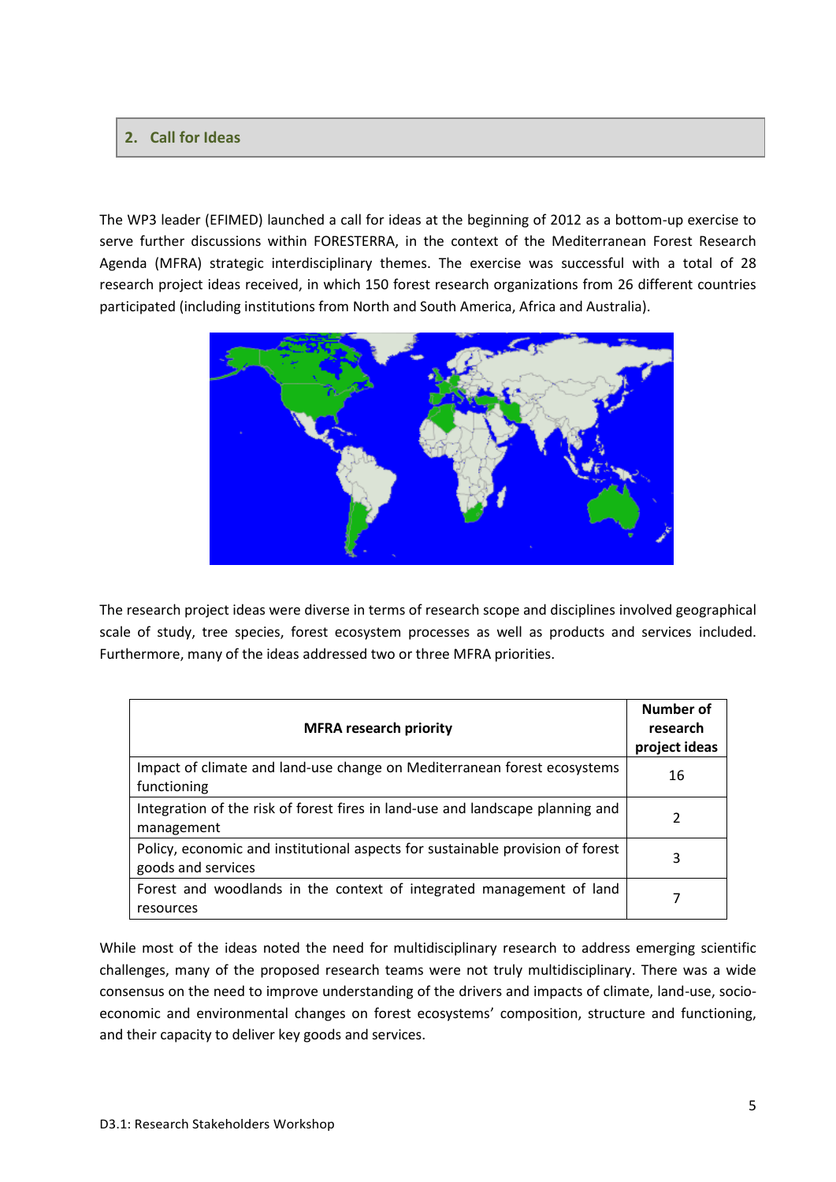## 2. Call for Ideas

The WP3 leader (EFIMED) launched a call for ideas at the beginning of 2012 as a bottom-up exercise to serve further discussions within FORESTERRA, in the context of the Mediterranean Forest Research Agenda (MFRA) strategic interdisciplinary themes. The exercise was successful with a total of 28 research project ideas received, in which 150 forest research organizations from 26 different countries participated (including institutions from North and South America, Africa and Australia).

The research project ideas were diverse in terms of research scope and disciplines involved geographical scale of study, tree species, forest ecosystem processes as well as products and services included. Furthermore, many of the ideas addressed two or three MFRA priorities.

| MFRA research priority | Number of research project ideas |
|---|---|
| Impact of climate and land-use change on Mediterranean forest ecosystems functioning | 16 |
| Integration of the risk of forest fires in land-use and landscape planning and management | 2 |
| Policy, economic and institutional aspects for sustainable provision of forest goods and services | 3 |
| Forest and woodlands in the context of integrated management of land resources | 7 |

While most of the ideas noted the need for multidisciplinary research to address emerging scientific challenges, many of the proposed research teams were not truly multidisciplinary. There was a wide consensus on the need to improve understanding of the drivers and impacts of climate, land-use, socio-economic and environmental changes on forest ecosystems' composition, structure and functioning, and their capacity to deliver key goods and services.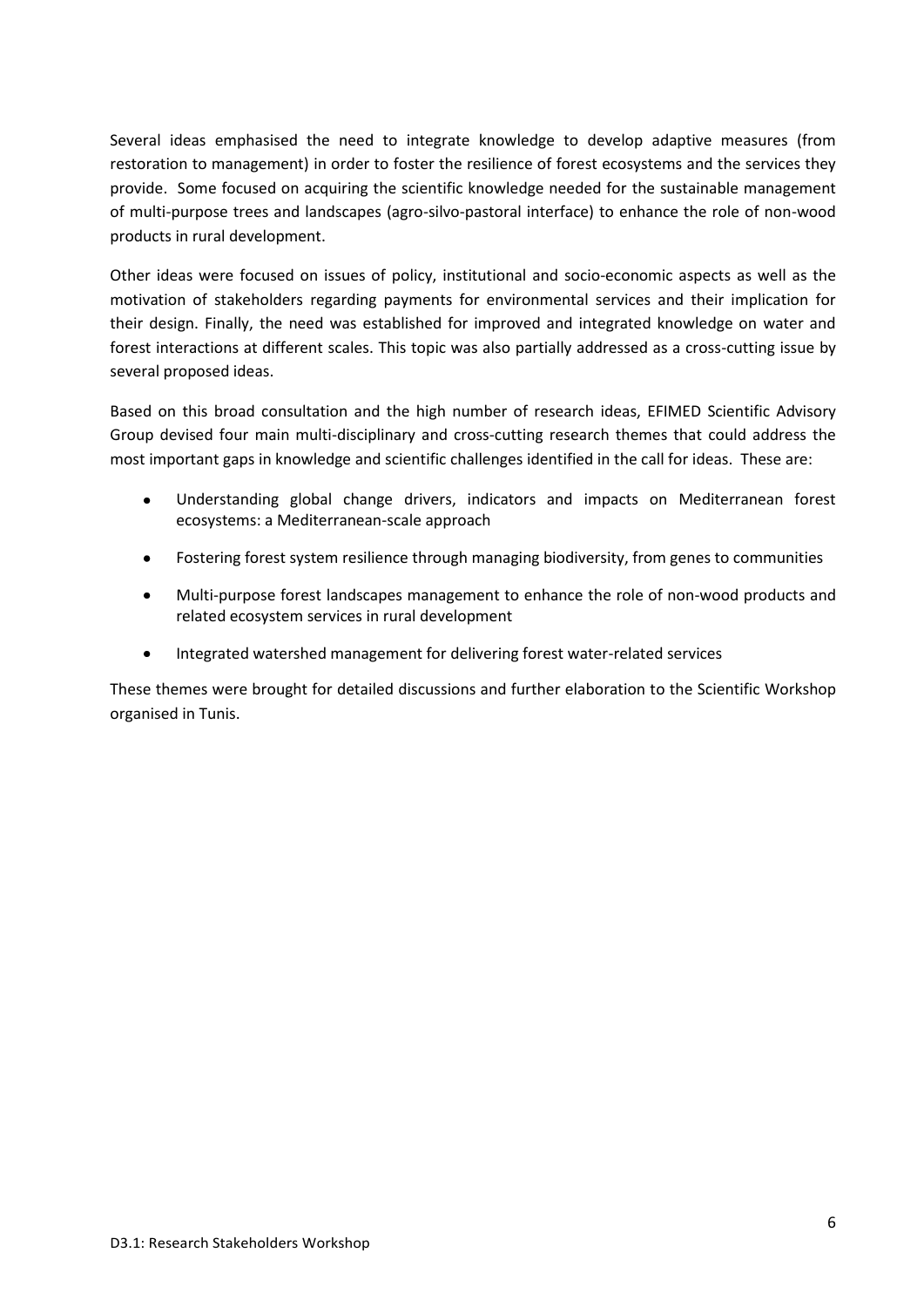Several ideas emphasised the need to integrate knowledge to develop adaptive measures (from restoration to management) in order to foster the resilience of forest ecosystems and the services they provide. Some focused on acquiring the scientific knowledge needed for the sustainable management of multi-purpose trees and landscapes (agro-silvo-pastoral interface) to enhance the role of non-wood products in rural development.

Other ideas were focused on issues of policy, institutional and socio-economic aspects as well as the motivation of stakeholders regarding payments for environmental services and their implication for their design. Finally, the need was established for improved and integrated knowledge on water and forest interactions at different scales. This topic was also partially addressed as a cross-cutting issue by several proposed ideas.

Based on this broad consultation and the high number of research ideas, EFIMED Scientific Advisory Group devised four main multi-disciplinary and cross-cutting research themes that could address the most important gaps in knowledge and scientific challenges identified in the call for ideas. These are:

- Understanding global change drivers, indicators and impacts on Mediterranean forest ecosystems: a Mediterranean-scale approach
- Fostering forest system resilience through managing biodiversity, from genes to communities
- Multi-purpose forest landscapes management to enhance the role of non-wood products and related ecosystem services in rural development
- Integrated watershed management for delivering forest water-related services

These themes were brought for detailed discussions and further elaboration to the Scientific Workshop organised in Tunis.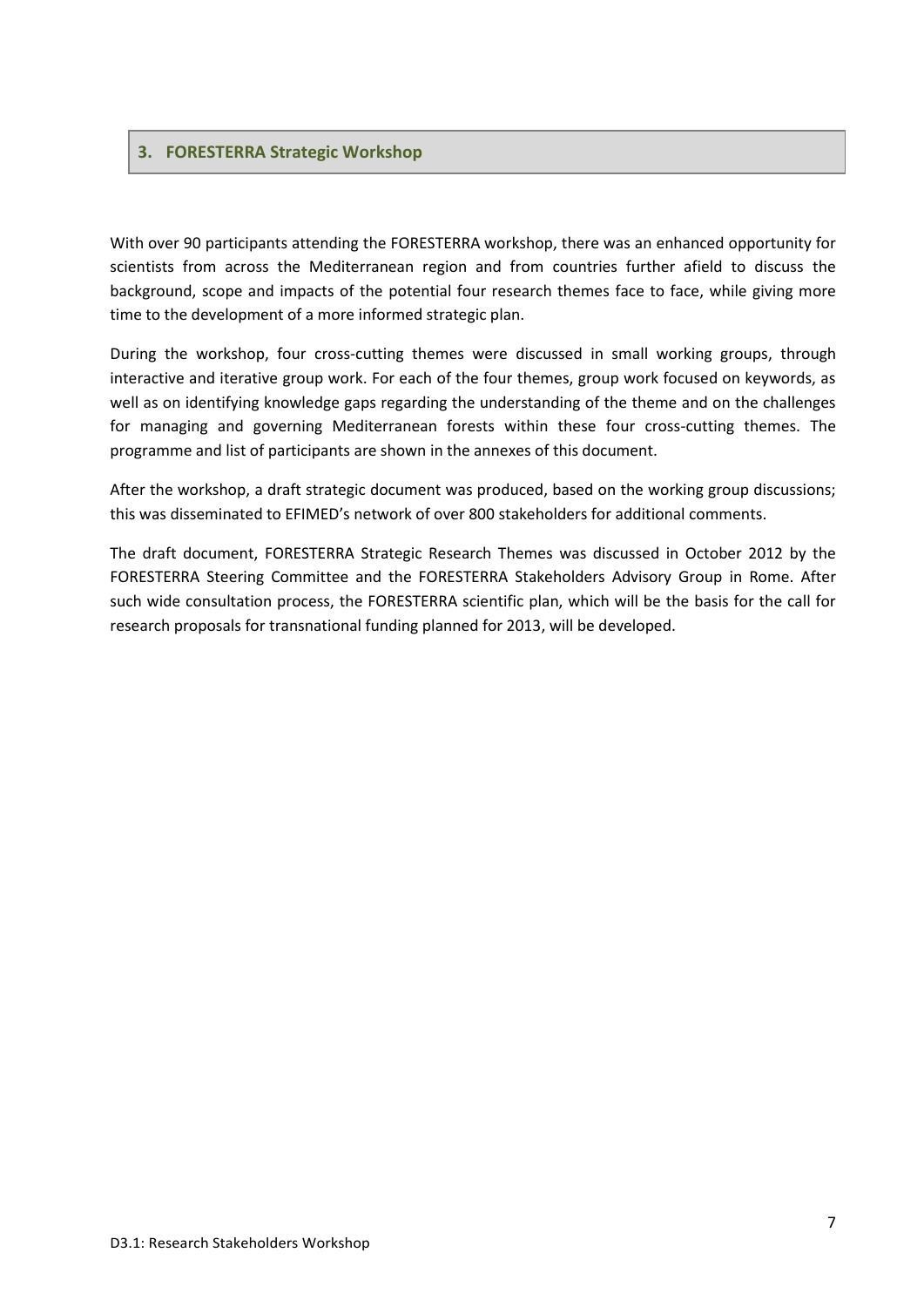## 3. FORESTERRA Strategic Workshop

With over 90 participants attending the FORESTERRA workshop, there was an enhanced opportunity for scientists from across the Mediterranean region and from countries further afield to discuss the background, scope and impacts of the potential four research themes face to face, while giving more time to the development of a more informed strategic plan.

During the workshop, four cross-cutting themes were discussed in small working groups, through interactive and iterative group work. For each of the four themes, group work focused on keywords, as well as on identifying knowledge gaps regarding the understanding of the theme and on the challenges for managing and governing Mediterranean forests within these four cross-cutting themes. The programme and list of participants are shown in the annexes of this document.

After the workshop, a draft strategic document was produced, based on the working group discussions; this was disseminated to EFIMED's network of over 800 stakeholders for additional comments.

The draft document, FORESTERRA Strategic Research Themes was discussed in October 2012 by the FORESTERRA Steering Committee and the FORESTERRA Stakeholders Advisory Group in Rome. After such wide consultation process, the FORESTERRA scientific plan, which will be the basis for the call for research proposals for transnational funding planned for 2013, will be developed.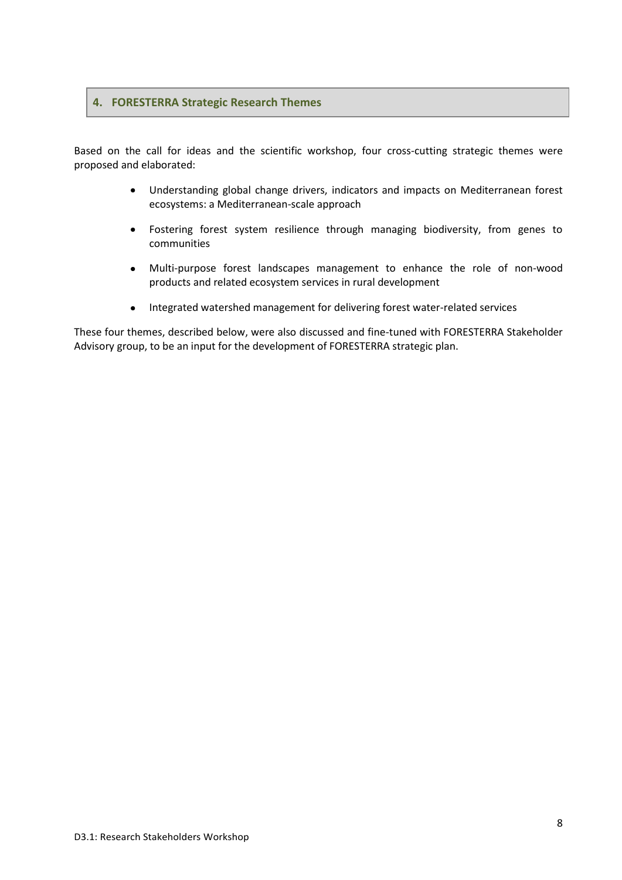## 4. FORESTERRA Strategic Research Themes

Based on the call for ideas and the scientific workshop, four cross-cutting strategic themes were proposed and elaborated:

- Understanding global change drivers, indicators and impacts on Mediterranean forest ecosystems: a Mediterranean-scale approach
- Fostering forest system resilience through managing biodiversity, from genes to communities
- Multi-purpose forest landscapes management to enhance the role of non-wood products and related ecosystem services in rural development
- Integrated watershed management for delivering forest water-related services

These four themes, described below, were also discussed and fine-tuned with FORESTERRA Stakeholder Advisory group, to be an input for the development of FORESTERRA strategic plan.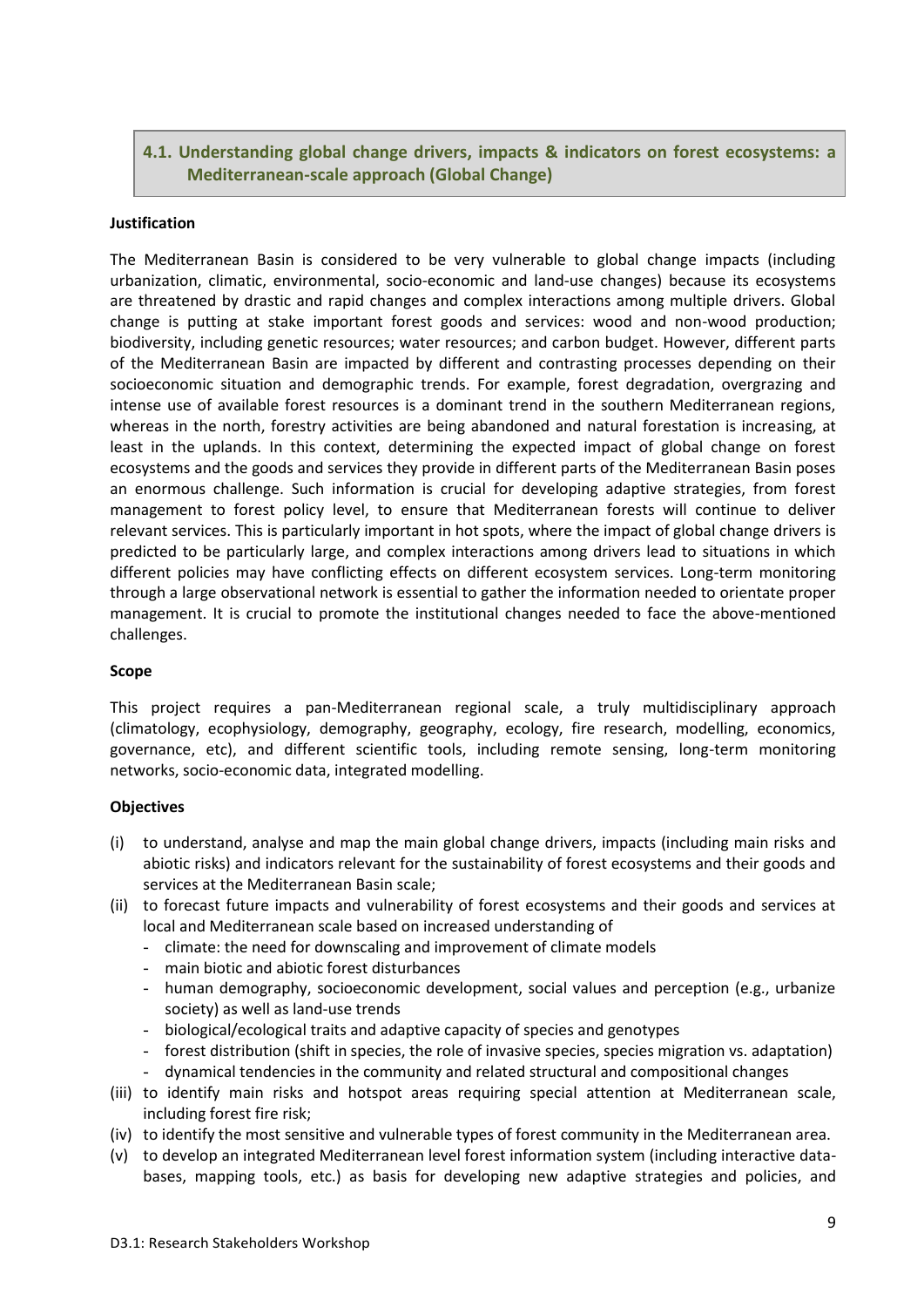## 4.1. Understanding global change drivers, impacts & indicators on forest ecosystems: a Mediterranean-scale approach (Global Change)

**Justification**

The Mediterranean Basin is considered to be very vulnerable to global change impacts (including urbanization, climatic, environmental, socio-economic and land-use changes) because its ecosystems are threatened by drastic and rapid changes and complex interactions among multiple drivers. Global change is putting at stake important forest goods and services: wood and non-wood production; biodiversity, including genetic resources; water resources; and carbon budget. However, different parts of the Mediterranean Basin are impacted by different and contrasting processes depending on their socioeconomic situation and demographic trends. For example, forest degradation, overgrazing and intense use of available forest resources is a dominant trend in the southern Mediterranean regions, whereas in the north, forestry activities are being abandoned and natural forestation is increasing, at least in the uplands. In this context, determining the expected impact of global change on forest ecosystems and the goods and services they provide in different parts of the Mediterranean Basin poses an enormous challenge. Such information is crucial for developing adaptive strategies, from forest management to forest policy level, to ensure that Mediterranean forests will continue to deliver relevant services. This is particularly important in hot spots, where the impact of global change drivers is predicted to be particularly large, and complex interactions among drivers lead to situations in which different policies may have conflicting effects on different ecosystem services. Long-term monitoring through a large observational network is essential to gather the information needed to orientate proper management. It is crucial to promote the institutional changes needed to face the above-mentioned challenges.

**Scope**

This project requires a pan-Mediterranean regional scale, a truly multidisciplinary approach (climatology, ecophysiology, demography, geography, ecology, fire research, modelling, economics, governance, etc), and different scientific tools, including remote sensing, long-term monitoring networks, socio-economic data, integrated modelling.

**Objectives**

- (i) to understand, analyse and map the main global change drivers, impacts (including main risks and abiotic risks) and indicators relevant for the sustainability of forest ecosystems and their goods and services at the Mediterranean Basin scale;
- (ii) to forecast future impacts and vulnerability of forest ecosystems and their goods and services at local and Mediterranean scale based on increased understanding of
  - climate: the need for downscaling and improvement of climate models
  - main biotic and abiotic forest disturbances
  - human demography, socioeconomic development, social values and perception (e.g., urbanize society) as well as land-use trends
  - biological/ecological traits and adaptive capacity of species and genotypes
  - forest distribution (shift in species, the role of invasive species, species migration vs. adaptation)
  - dynamical tendencies in the community and related structural and compositional changes
- (iii) to identify main risks and hotspot areas requiring special attention at Mediterranean scale, including forest fire risk;
- (iv) to identify the most sensitive and vulnerable types of forest community in the Mediterranean area.
- (v) to develop an integrated Mediterranean level forest information system (including interactive data-bases, mapping tools, etc.) as basis for developing new adaptive strategies and policies, and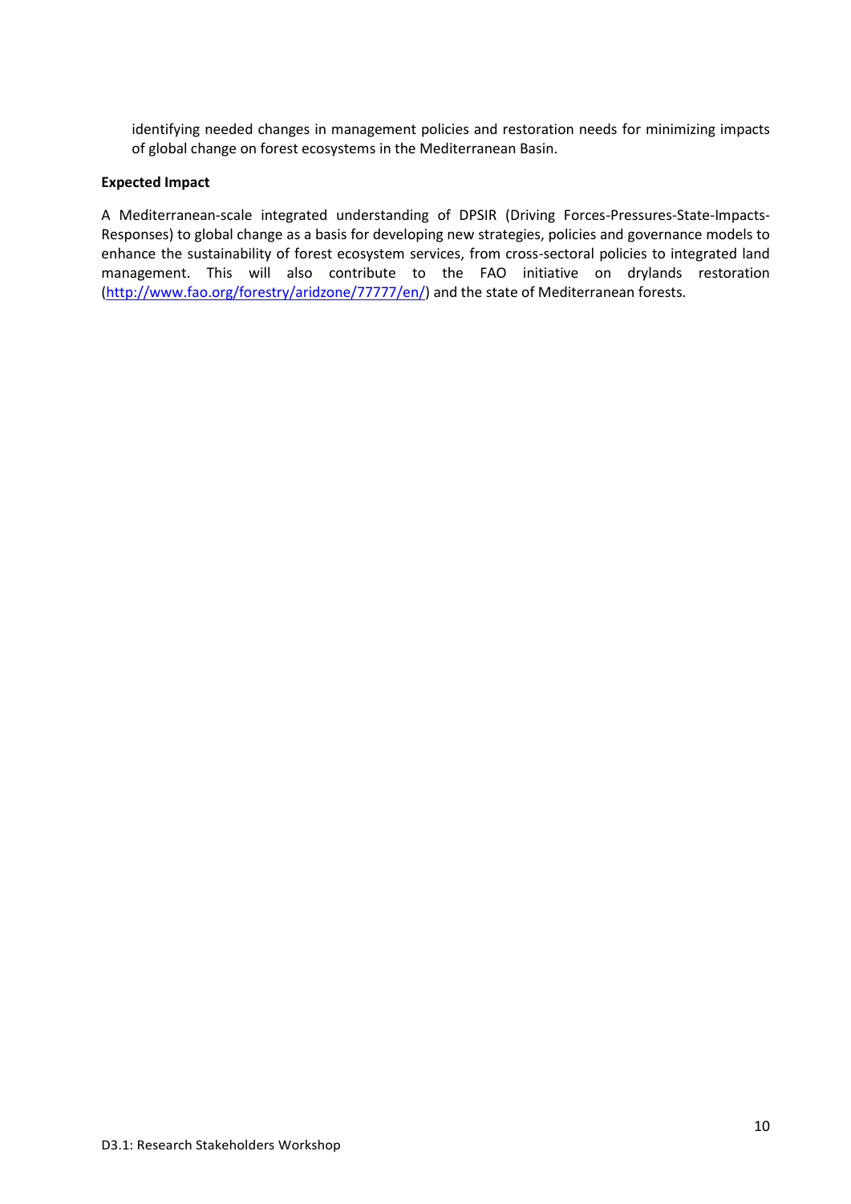identifying needed changes in management policies and restoration needs for minimizing impacts of global change on forest ecosystems in the Mediterranean Basin.

**Expected Impact**

A Mediterranean-scale integrated understanding of DPSIR (Driving Forces-Pressures-State-Impacts-Responses) to global change as a basis for developing new strategies, policies and governance models to enhance the sustainability of forest ecosystem services, from cross-sectoral policies to integrated land management. This will also contribute to the FAO initiative on drylands restoration (http://www.fao.org/forestry/aridzone/77777/en/) and the state of Mediterranean forests.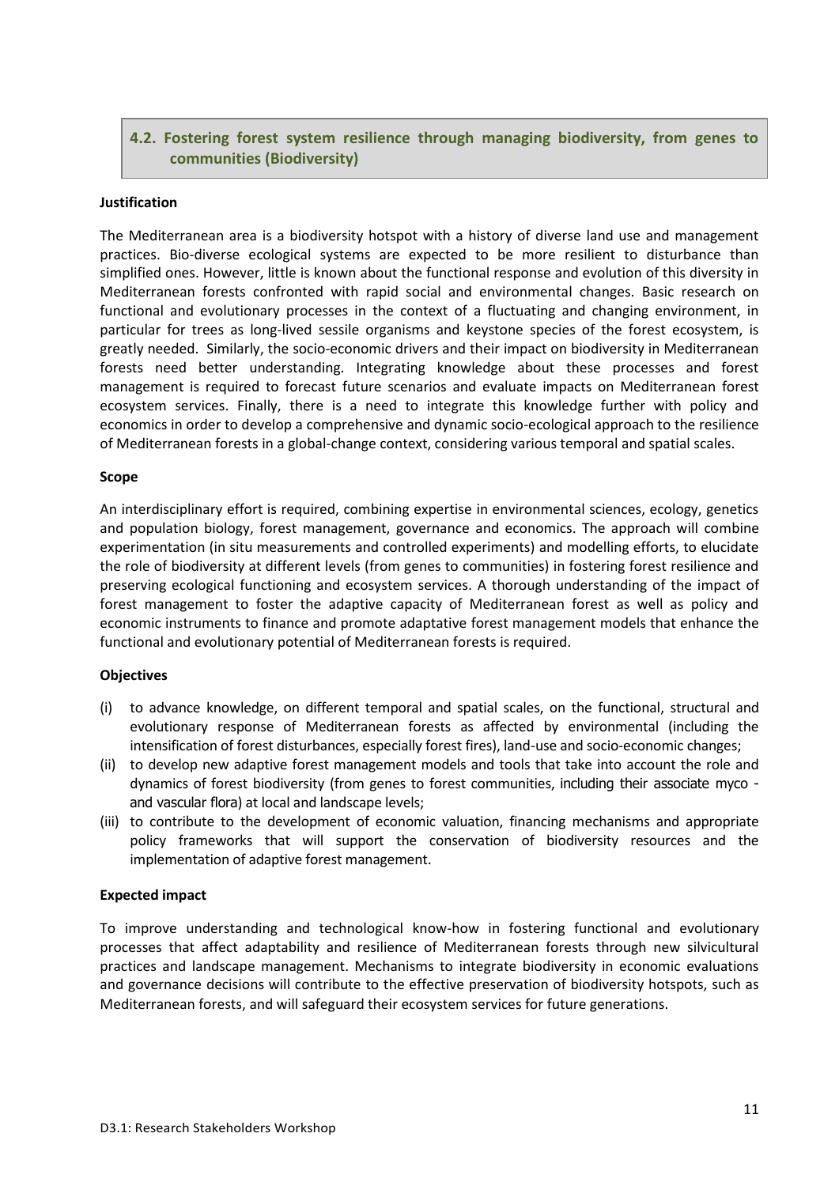## 4.2. Fostering forest system resilience through managing biodiversity, from genes to communities (Biodiversity)

**Justification**

The Mediterranean area is a biodiversity hotspot with a history of diverse land use and management practices. Bio-diverse ecological systems are expected to be more resilient to disturbance than simplified ones. However, little is known about the functional response and evolution of this diversity in Mediterranean forests confronted with rapid social and environmental changes. Basic research on functional and evolutionary processes in the context of a fluctuating and changing environment, in particular for trees as long-lived sessile organisms and keystone species of the forest ecosystem, is greatly needed. Similarly, the socio-economic drivers and their impact on biodiversity in Mediterranean forests need better understanding. Integrating knowledge about these processes and forest management is required to forecast future scenarios and evaluate impacts on Mediterranean forest ecosystem services. Finally, there is a need to integrate this knowledge further with policy and economics in order to develop a comprehensive and dynamic socio-ecological approach to the resilience of Mediterranean forests in a global-change context, considering various temporal and spatial scales.

**Scope**

An interdisciplinary effort is required, combining expertise in environmental sciences, ecology, genetics and population biology, forest management, governance and economics. The approach will combine experimentation (in situ measurements and controlled experiments) and modelling efforts, to elucidate the role of biodiversity at different levels (from genes to communities) in fostering forest resilience and preserving ecological functioning and ecosystem services. A thorough understanding of the impact of forest management to foster the adaptive capacity of Mediterranean forest as well as policy and economic instruments to finance and promote adaptative forest management models that enhance the functional and evolutionary potential of Mediterranean forests is required.

**Objectives**

(i) to advance knowledge, on different temporal and spatial scales, on the functional, structural and evolutionary response of Mediterranean forests as affected by environmental (including the intensification of forest disturbances, especially forest fires), land-use and socio-economic changes;

(ii) to develop new adaptive forest management models and tools that take into account the role and dynamics of forest biodiversity (from genes to forest communities, including their associate myco - and vascular flora) at local and landscape levels;

(iii) to contribute to the development of economic valuation, financing mechanisms and appropriate policy frameworks that will support the conservation of biodiversity resources and the implementation of adaptive forest management.

**Expected impact**

To improve understanding and technological know-how in fostering functional and evolutionary processes that affect adaptability and resilience of Mediterranean forests through new silvicultural practices and landscape management. Mechanisms to integrate biodiversity in economic evaluations and governance decisions will contribute to the effective preservation of biodiversity hotspots, such as Mediterranean forests, and will safeguard their ecosystem services for future generations.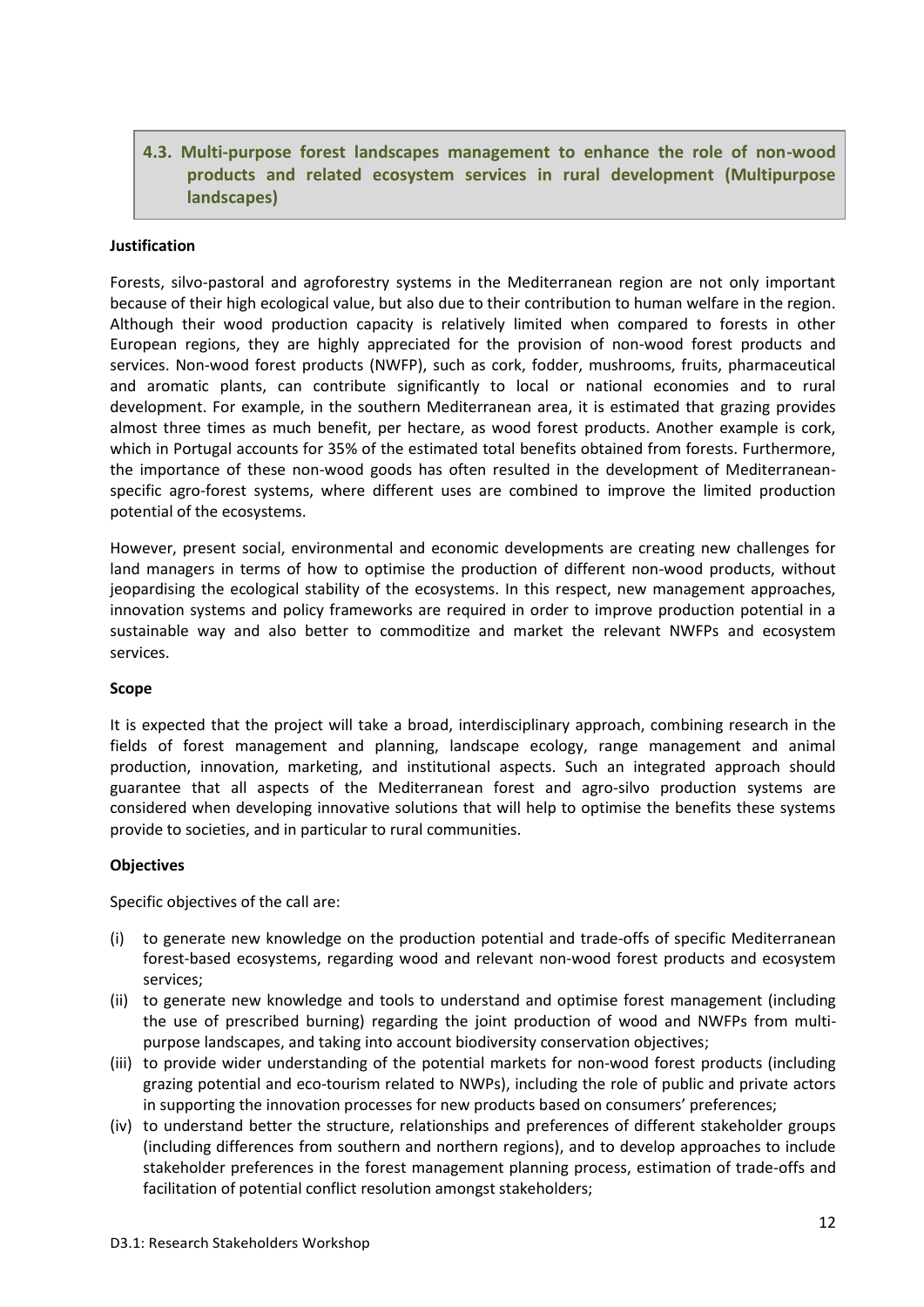## 4.3. Multi-purpose forest landscapes management to enhance the role of non-wood products and related ecosystem services in rural development (Multipurpose landscapes)

**Justification**

Forests, silvo-pastoral and agroforestry systems in the Mediterranean region are not only important because of their high ecological value, but also due to their contribution to human welfare in the region. Although their wood production capacity is relatively limited when compared to forests in other European regions, they are highly appreciated for the provision of non-wood forest products and services. Non-wood forest products (NWFP), such as cork, fodder, mushrooms, fruits, pharmaceutical and aromatic plants, can contribute significantly to local or national economies and to rural development. For example, in the southern Mediterranean area, it is estimated that grazing provides almost three times as much benefit, per hectare, as wood forest products. Another example is cork, which in Portugal accounts for 35% of the estimated total benefits obtained from forests. Furthermore, the importance of these non-wood goods has often resulted in the development of Mediterranean-specific agro-forest systems, where different uses are combined to improve the limited production potential of the ecosystems.

However, present social, environmental and economic developments are creating new challenges for land managers in terms of how to optimise the production of different non-wood products, without jeopardising the ecological stability of the ecosystems. In this respect, new management approaches, innovation systems and policy frameworks are required in order to improve production potential in a sustainable way and also better to commoditize and market the relevant NWFPs and ecosystem services.

**Scope**

It is expected that the project will take a broad, interdisciplinary approach, combining research in the fields of forest management and planning, landscape ecology, range management and animal production, innovation, marketing, and institutional aspects. Such an integrated approach should guarantee that all aspects of the Mediterranean forest and agro-silvo production systems are considered when developing innovative solutions that will help to optimise the benefits these systems provide to societies, and in particular to rural communities.

**Objectives**

Specific objectives of the call are:

(i) to generate new knowledge on the production potential and trade-offs of specific Mediterranean forest-based ecosystems, regarding wood and relevant non-wood forest products and ecosystem services;

(ii) to generate new knowledge and tools to understand and optimise forest management (including the use of prescribed burning) regarding the joint production of wood and NWFPs from multi-purpose landscapes, and taking into account biodiversity conservation objectives;

(iii) to provide wider understanding of the potential markets for non-wood forest products (including grazing potential and eco-tourism related to NWPs), including the role of public and private actors in supporting the innovation processes for new products based on consumers' preferences;

(iv) to understand better the structure, relationships and preferences of different stakeholder groups (including differences from southern and northern regions), and to develop approaches to include stakeholder preferences in the forest management planning process, estimation of trade-offs and facilitation of potential conflict resolution amongst stakeholders;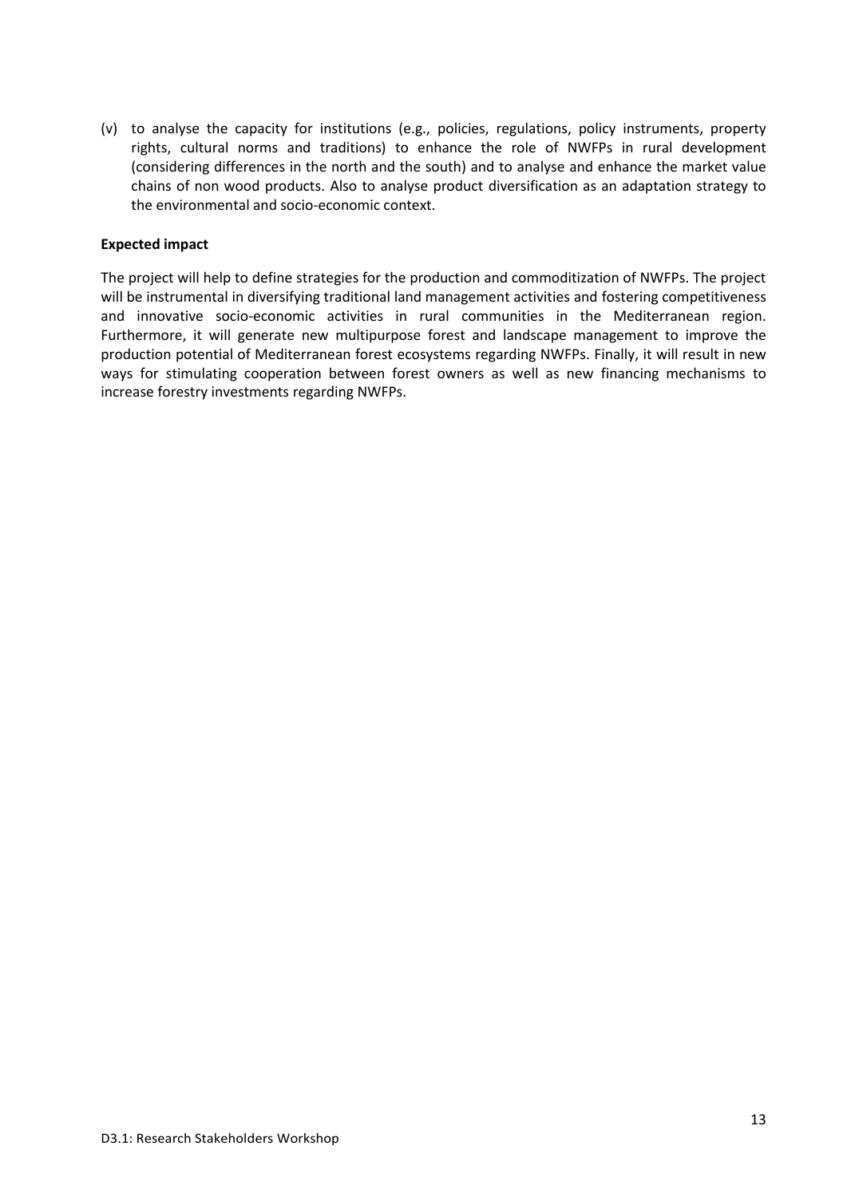(v) to analyse the capacity for institutions (e.g., policies, regulations, policy instruments, property rights, cultural norms and traditions) to enhance the role of NWFPs in rural development (considering differences in the north and the south) and to analyse and enhance the market value chains of non wood products. Also to analyse product diversification as an adaptation strategy to the environmental and socio-economic context.

**Expected impact**

The project will help to define strategies for the production and commoditization of NWFPs. The project will be instrumental in diversifying traditional land management activities and fostering competitiveness and innovative socio-economic activities in rural communities in the Mediterranean region. Furthermore, it will generate new multipurpose forest and landscape management to improve the production potential of Mediterranean forest ecosystems regarding NWFPs. Finally, it will result in new ways for stimulating cooperation between forest owners as well as new financing mechanisms to increase forestry investments regarding NWFPs.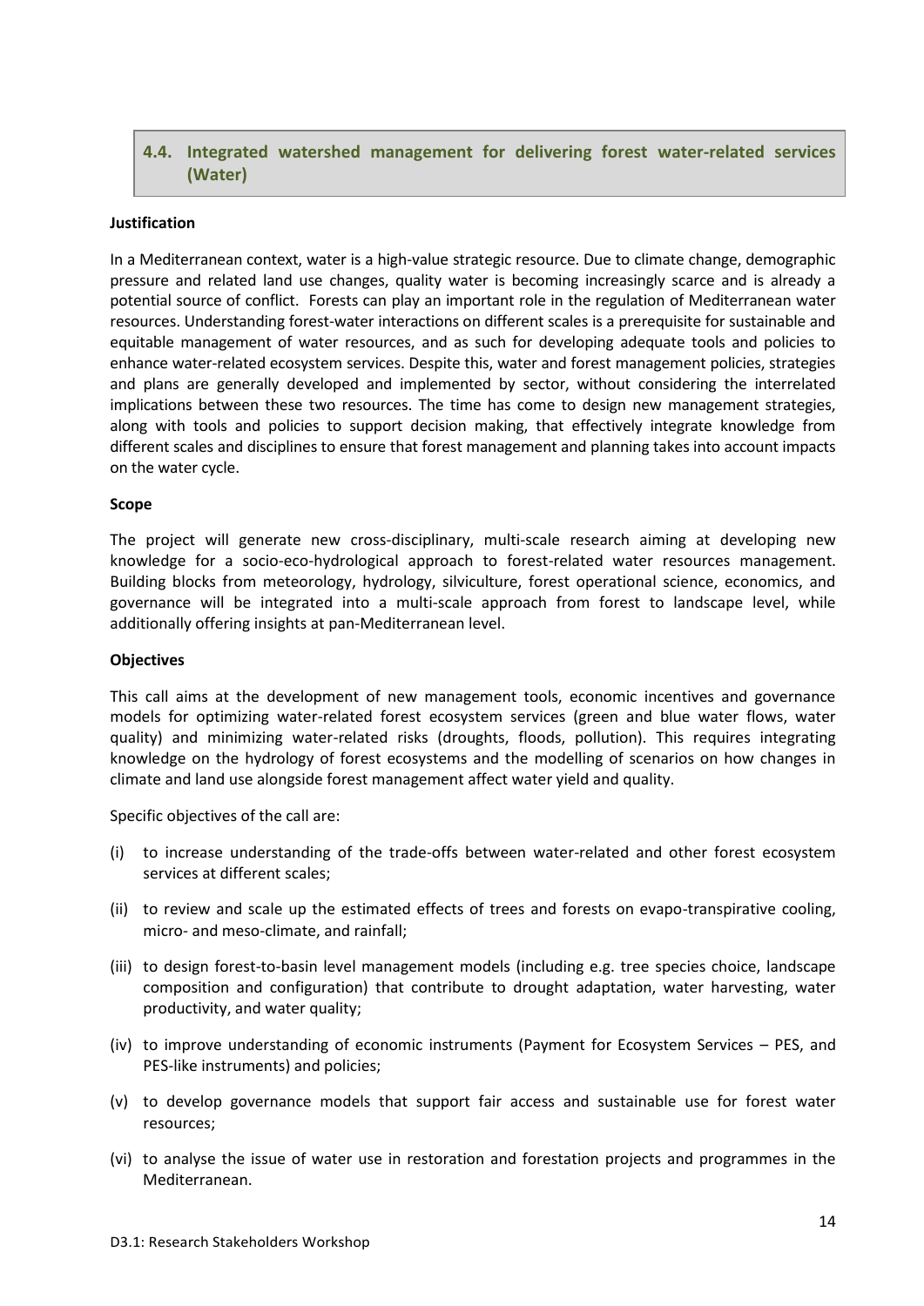## 4.4. Integrated watershed management for delivering forest water-related services (Water)

**Justification**

In a Mediterranean context, water is a high-value strategic resource. Due to climate change, demographic pressure and related land use changes, quality water is becoming increasingly scarce and is already a potential source of conflict. Forests can play an important role in the regulation of Mediterranean water resources. Understanding forest-water interactions on different scales is a prerequisite for sustainable and equitable management of water resources, and as such for developing adequate tools and policies to enhance water-related ecosystem services. Despite this, water and forest management policies, strategies and plans are generally developed and implemented by sector, without considering the interrelated implications between these two resources. The time has come to design new management strategies, along with tools and policies to support decision making, that effectively integrate knowledge from different scales and disciplines to ensure that forest management and planning takes into account impacts on the water cycle.

**Scope**

The project will generate new cross-disciplinary, multi-scale research aiming at developing new knowledge for a socio-eco-hydrological approach to forest-related water resources management. Building blocks from meteorology, hydrology, silviculture, forest operational science, economics, and governance will be integrated into a multi-scale approach from forest to landscape level, while additionally offering insights at pan-Mediterranean level.

**Objectives**

This call aims at the development of new management tools, economic incentives and governance models for optimizing water-related forest ecosystem services (green and blue water flows, water quality) and minimizing water-related risks (droughts, floods, pollution). This requires integrating knowledge on the hydrology of forest ecosystems and the modelling of scenarios on how changes in climate and land use alongside forest management affect water yield and quality.

Specific objectives of the call are:

(i) to increase understanding of the trade-offs between water-related and other forest ecosystem services at different scales;

(ii) to review and scale up the estimated effects of trees and forests on evapo-transpirative cooling, micro- and meso-climate, and rainfall;

(iii) to design forest-to-basin level management models (including e.g. tree species choice, landscape composition and configuration) that contribute to drought adaptation, water harvesting, water productivity, and water quality;

(iv) to improve understanding of economic instruments (Payment for Ecosystem Services – PES, and PES-like instruments) and policies;

(v) to develop governance models that support fair access and sustainable use for forest water resources;

(vi) to analyse the issue of water use in restoration and forestation projects and programmes in the Mediterranean.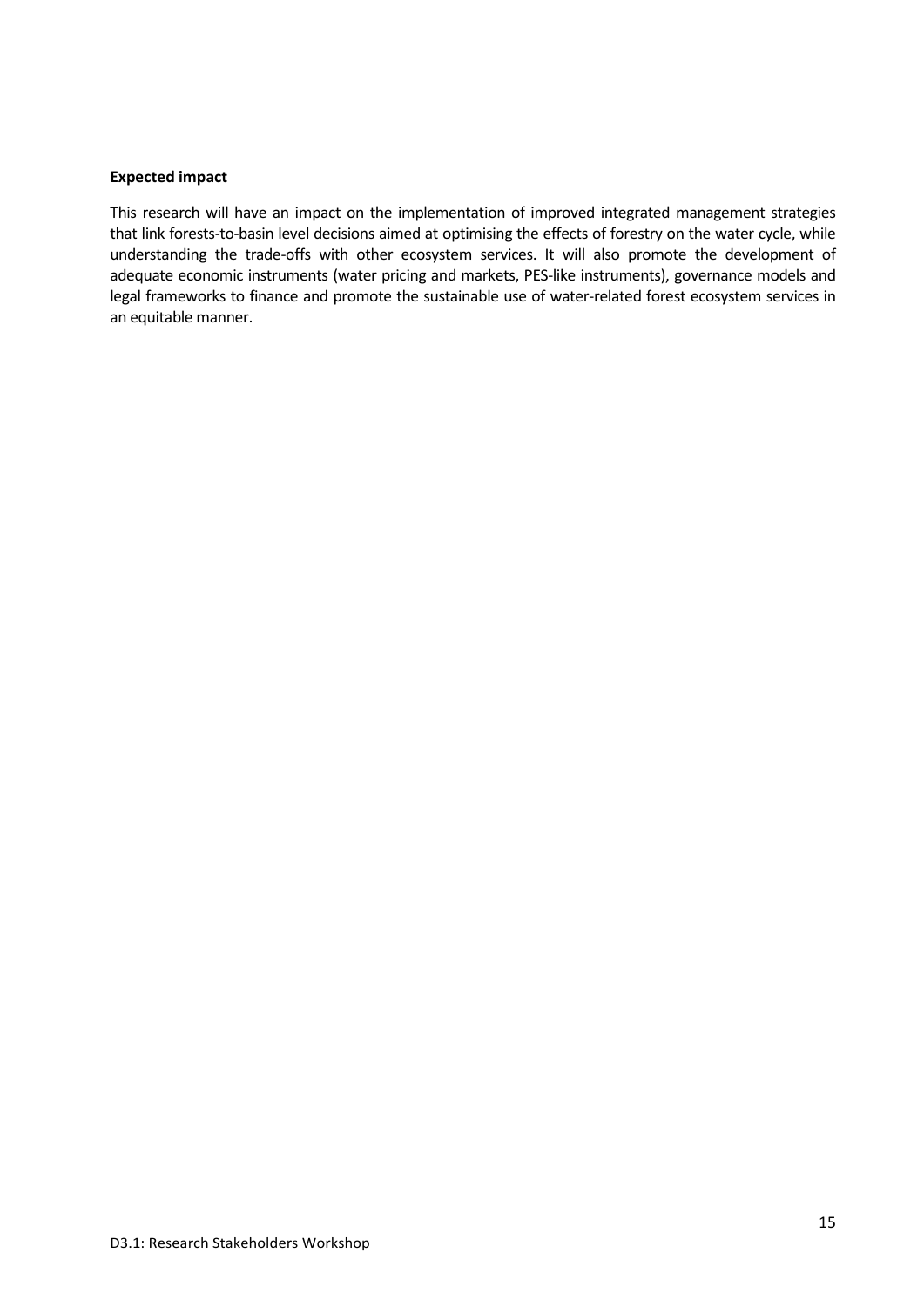**Expected impact**

This research will have an impact on the implementation of improved integrated management strategies that link forests-to-basin level decisions aimed at optimising the effects of forestry on the water cycle, while understanding the trade-offs with other ecosystem services. It will also promote the development of adequate economic instruments (water pricing and markets, PES-like instruments), governance models and legal frameworks to finance and promote the sustainable use of water-related forest ecosystem services in an equitable manner.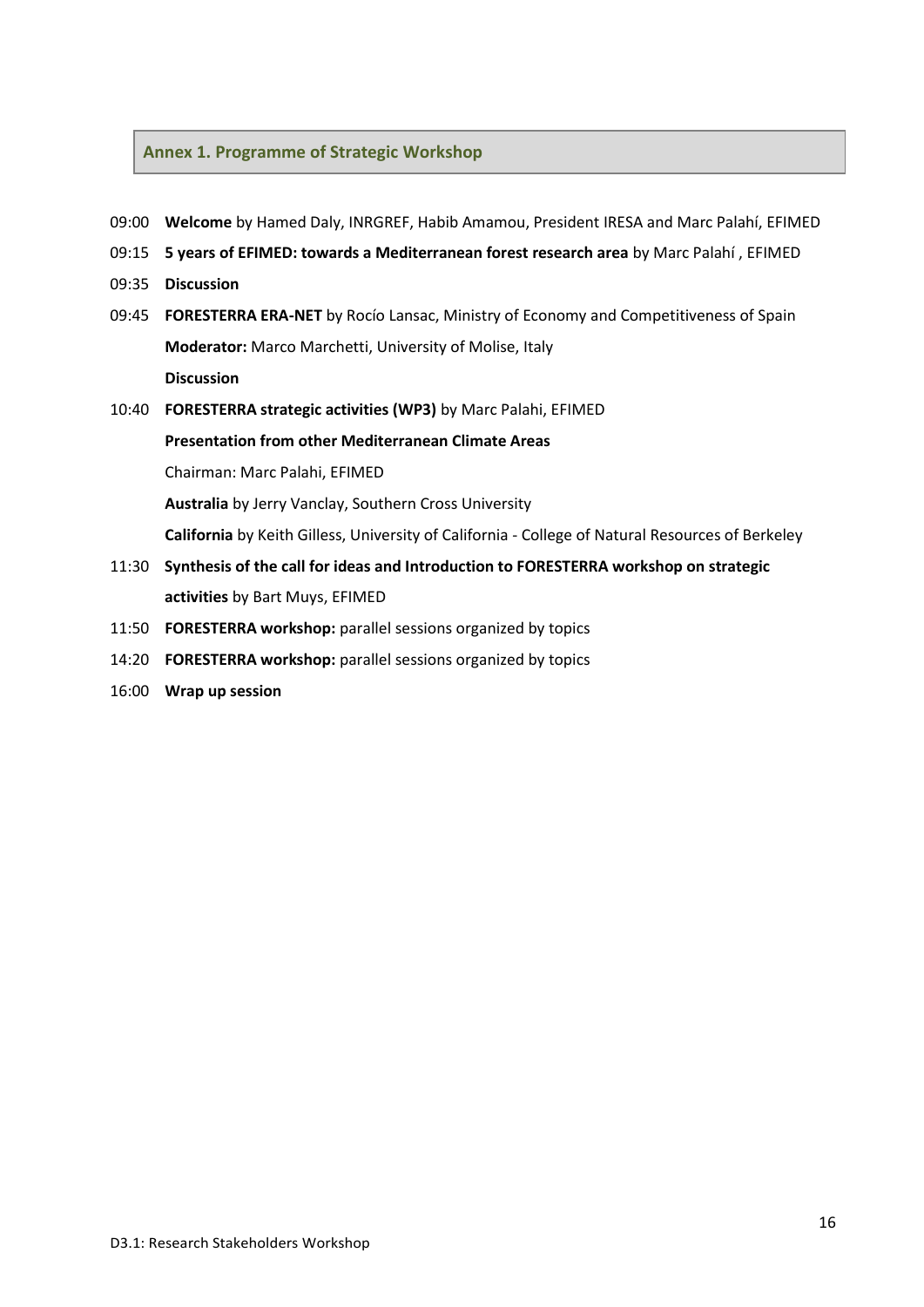## Annex 1. Programme of Strategic Workshop

09:00 **Welcome** by Hamed Daly, INRGREF, Habib Amamou, President IRESA and Marc Palahí, EFIMED

09:15 **5 years of EFIMED: towards a Mediterranean forest research area** by Marc Palahí , EFIMED

09:35 **Discussion**

09:45 **FORESTERRA ERA-NET** by Rocío Lansac, Ministry of Economy and Competitiveness of Spain

**Moderator:** Marco Marchetti, University of Molise, Italy

**Discussion**

10:40 **FORESTERRA strategic activities (WP3)** by Marc Palahi, EFIMED

**Presentation from other Mediterranean Climate Areas**

Chairman: Marc Palahi, EFIMED

**Australia** by Jerry Vanclay, Southern Cross University

**California** by Keith Gilless, University of California - College of Natural Resources of Berkeley

11:30 **Synthesis of the call for ideas and Introduction to FORESTERRA workshop on strategic activities** by Bart Muys, EFIMED

11:50 **FORESTERRA workshop:** parallel sessions organized by topics

14:20 **FORESTERRA workshop:** parallel sessions organized by topics

16:00 **Wrap up session**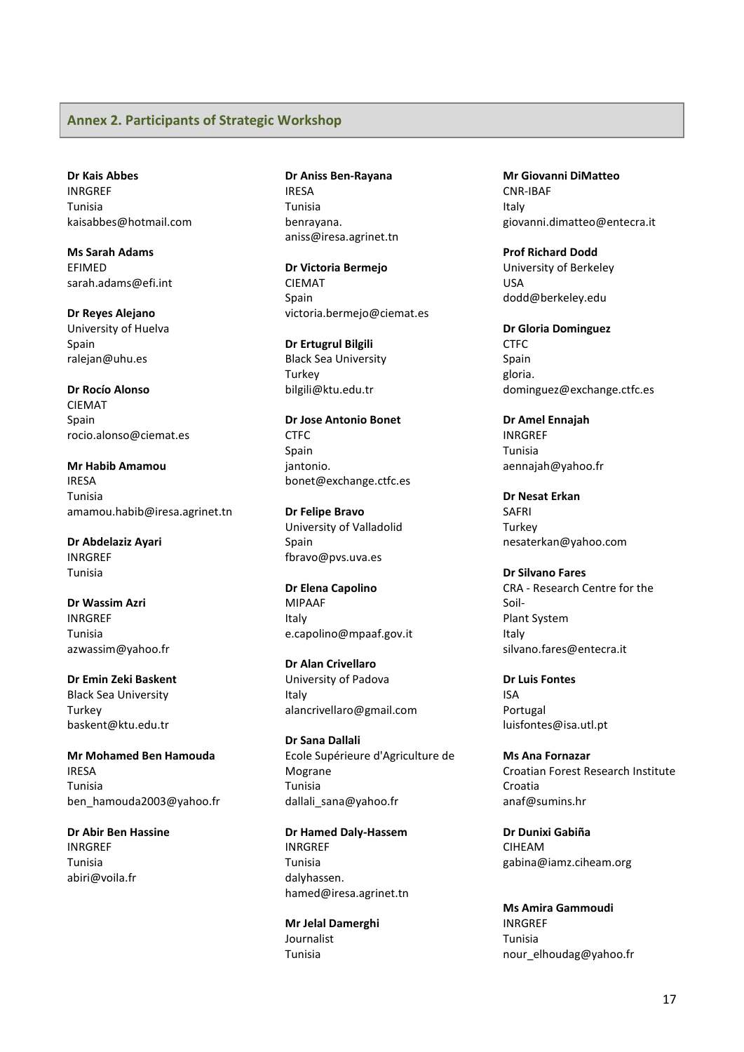## Annex 2. Participants of Strategic Workshop

**Dr Kais Abbes**
INRGREF
Tunisia
kaisabbes@hotmail.com

**Ms Sarah Adams**
EFIMED
sarah.adams@efi.int

**Dr Reyes Alejano**
University of Huelva
Spain
ralejan@uhu.es

**Dr Rocío Alonso**
CIEMAT
Spain
rocio.alonso@ciemat.es

**Mr Habib Amamou**
IRESA
Tunisia
amamou.habib@iresa.agrinet.tn

**Dr Abdelaziz Ayari**
INRGREF
Tunisia

**Dr Wassim Azri**
INRGREF
Tunisia
azwassim@yahoo.fr

**Dr Emin Zeki Baskent**
Black Sea University
Turkey
baskent@ktu.edu.tr

**Mr Mohamed Ben Hamouda**
IRESA
Tunisia
ben_hamouda2003@yahoo.fr

**Dr Abir Ben Hassine**
INRGREF
Tunisia
abiri@voila.fr

**Dr Aniss Ben-Rayana**
IRESA
Tunisia
benrayana.
aniss@iresa.agrinet.tn

**Dr Victoria Bermejo**
CIEMAT
Spain
victoria.bermejo@ciemat.es

**Dr Ertugrul Bilgili**
Black Sea University
Turkey
bilgili@ktu.edu.tr

**Dr Jose Antonio Bonet**
CTFC
Spain
jantonio.
bonet@exchange.ctfc.es

**Dr Felipe Bravo**
University of Valladolid
Spain
fbravo@pvs.uva.es

**Dr Elena Capolino**
MIPAAF
Italy
e.capolino@mpaaf.gov.it

**Dr Alan Crivellaro**
University of Padova
Italy
alancrivellaro@gmail.com

**Dr Sana Dallali**
Ecole Supérieure d'Agriculture de Mograne
Tunisia
dallali_sana@yahoo.fr

**Dr Hamed Daly-Hassem**
INRGREF
Tunisia
dalyhassen.
hamed@iresa.agrinet.tn

**Mr Jelal Damerghi**
Journalist
Tunisia

**Mr Giovanni DiMatteo**
CNR-IBAF
Italy
giovanni.dimatteo@entecra.it

**Prof Richard Dodd**
University of Berkeley
USA
dodd@berkeley.edu

**Dr Gloria Dominguez**
CTFC
Spain
gloria.
dominguez@exchange.ctfc.es

**Dr Amel Ennajah**
INRGREF
Tunisia
aennajah@yahoo.fr

**Dr Nesat Erkan**
SAFRI
Turkey
nesaterkan@yahoo.com

**Dr Silvano Fares**
CRA - Research Centre for the Soil-
Plant System
Italy
silvano.fares@entecra.it

**Dr Luis Fontes**
ISA
Portugal
luisfontes@isa.utl.pt

**Ms Ana Fornazar**
Croatian Forest Research Institute
Croatia
anaf@sumins.hr

**Dr Dunixi Gabiña**
CIHEAM
gabina@iamz.ciheam.org

**Ms Amira Gammoudi**
INRGREF
Tunisia
nour_elhoudag@yahoo.fr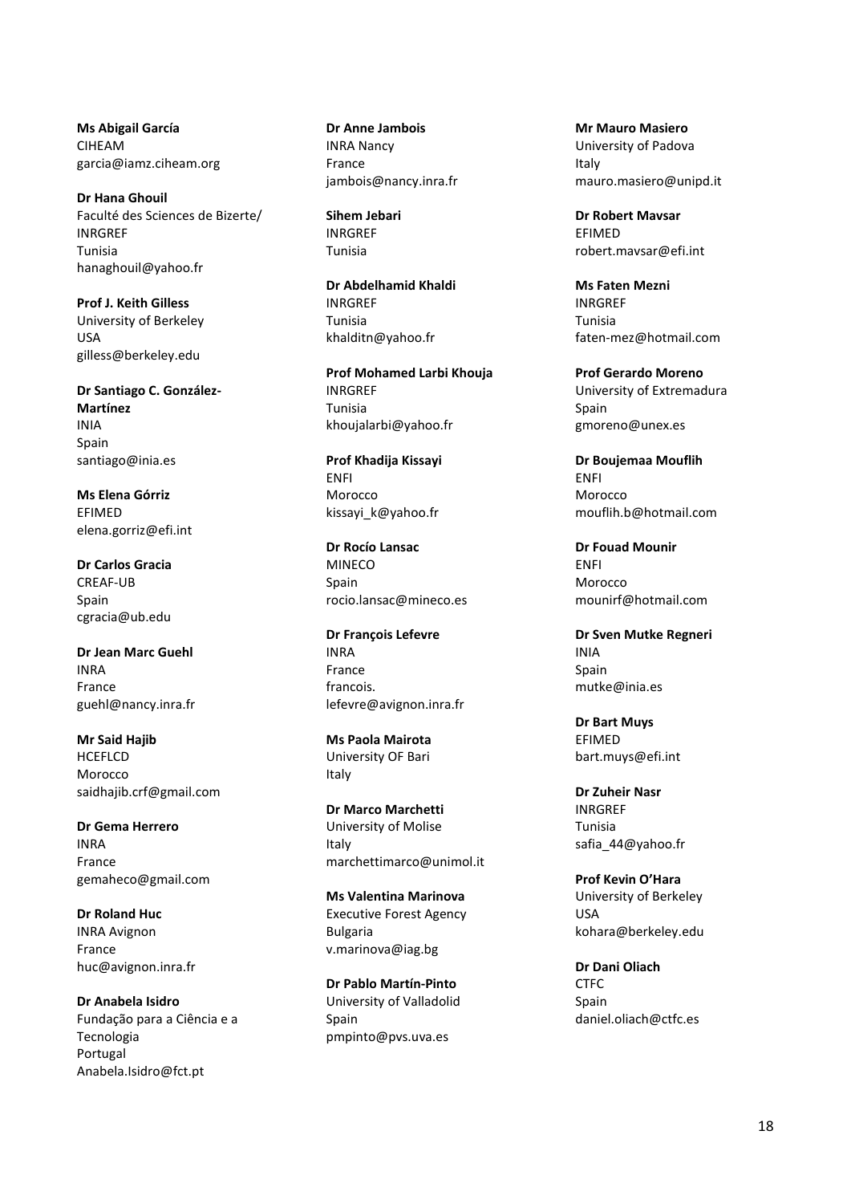**Ms Abigail García**
CIHEAM
garcia@iamz.ciheam.org

**Dr Hana Ghouil**
Faculté des Sciences de Bizerte/
INRGREF
Tunisia
hanaghouil@yahoo.fr

**Prof J. Keith Gilless**
University of Berkeley
USA
gilless@berkeley.edu

**Dr Santiago C. González-Martínez**
INIA
Spain
santiago@inia.es

**Ms Elena Górriz**
EFIMED
elena.gorriz@efi.int

**Dr Carlos Gracia**
CREAF-UB
Spain
cgracia@ub.edu

**Dr Jean Marc Guehl**
INRA
France
guehl@nancy.inra.fr

**Mr Said Hajib**
HCEFLCD
Morocco
saidhajib.crf@gmail.com

**Dr Gema Herrero**
INRA
France
gemaheco@gmail.com

**Dr Roland Huc**
INRA Avignon
France
huc@avignon.inra.fr

**Dr Anabela Isidro**
Fundação para a Ciência e a Tecnologia
Portugal
Anabela.Isidro@fct.pt

**Dr Anne Jambois**
INRA Nancy
France
jambois@nancy.inra.fr

**Sihem Jebari**
INRGREF
Tunisia

**Dr Abdelhamid Khaldi**
INRGREF
Tunisia
khalditn@yahoo.fr

**Prof Mohamed Larbi Khouja**
INRGREF
Tunisia
khoujalarbi@yahoo.fr

**Prof Khadija Kissayi**
ENFI
Morocco
kissayi_k@yahoo.fr

**Dr Rocío Lansac**
MINECO
Spain
rocio.lansac@mineco.es

**Dr François Lefevre**
INRA
France
francois.
lefevre@avignon.inra.fr

**Ms Paola Mairota**
University OF Bari
Italy

**Dr Marco Marchetti**
University of Molise
Italy
marchettimarco@unimol.it

**Ms Valentina Marinova**
Executive Forest Agency
Bulgaria
v.marinova@iag.bg

**Dr Pablo Martín-Pinto**
University of Valladolid
Spain
pmpinto@pvs.uva.es

**Mr Mauro Masiero**
University of Padova
Italy
mauro.masiero@unipd.it

**Dr Robert Mavsar**
EFIMED
robert.mavsar@efi.int

**Ms Faten Mezni**
INRGREF
Tunisia
faten-mez@hotmail.com

**Prof Gerardo Moreno**
University of Extremadura
Spain
gmoreno@unex.es

**Dr Boujemaa Mouflih**
ENFI
Morocco
mouflih.b@hotmail.com

**Dr Fouad Mounir**
ENFI
Morocco
mounirf@hotmail.com

**Dr Sven Mutke Regneri**
INIA
Spain
mutke@inia.es

**Dr Bart Muys**
EFIMED
bart.muys@efi.int

**Dr Zuheir Nasr**
INRGREF
Tunisia
safia_44@yahoo.fr

**Prof Kevin O'Hara**
University of Berkeley
USA
kohara@berkeley.edu

**Dr Dani Oliach**
CTFC
Spain
daniel.oliach@ctfc.es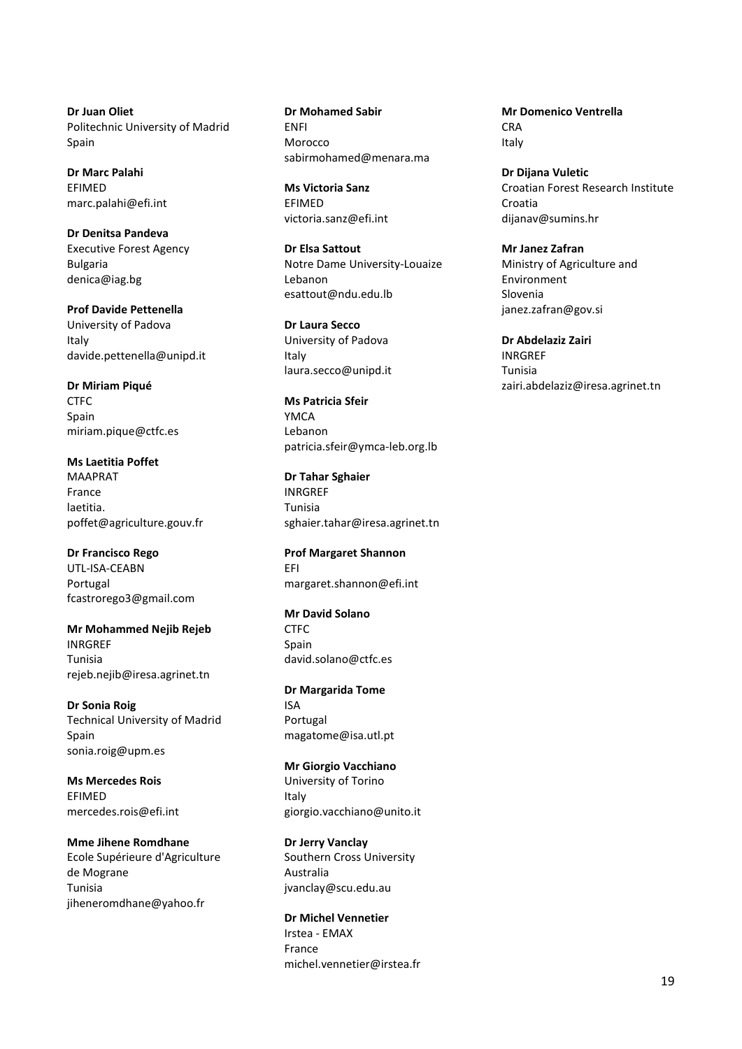**Dr Juan Oliet**
Politechnic University of Madrid
Spain

**Dr Marc Palahi**
EFIMED
marc.palahi@efi.int

**Dr Denitsa Pandeva**
Executive Forest Agency
Bulgaria
denica@iag.bg

**Prof Davide Pettenella**
University of Padova
Italy
davide.pettenella@unipd.it

**Dr Miriam Piqué**
CTFC
Spain
miriam.pique@ctfc.es

**Ms Laetitia Poffet**
MAAPRAT
France
laetitia.
poffet@agriculture.gouv.fr

**Dr Francisco Rego**
UTL-ISA-CEABN
Portugal
fcastrorego3@gmail.com

**Mr Mohammed Nejib Rejeb**
INRGREF
Tunisia
rejeb.nejib@iresa.agrinet.tn

**Dr Sonia Roig**
Technical University of Madrid
Spain
sonia.roig@upm.es

**Ms Mercedes Rois**
EFIMED
mercedes.rois@efi.int

**Mme Jihene Romdhane**
Ecole Supérieure d'Agriculture de Mograne
Tunisia
jiheneromdhane@yahoo.fr

**Dr Mohamed Sabir**
ENFI
Morocco
sabirmohamed@menara.ma

**Ms Victoria Sanz**
EFIMED
victoria.sanz@efi.int

**Dr Elsa Sattout**
Notre Dame University-Louaize
Lebanon
esattout@ndu.edu.lb

**Dr Laura Secco**
University of Padova
Italy
laura.secco@unipd.it

**Ms Patricia Sfeir**
YMCA
Lebanon
patricia.sfeir@ymca-leb.org.lb

**Dr Tahar Sghaier**
INRGREF
Tunisia
sghaier.tahar@iresa.agrinet.tn

**Prof Margaret Shannon**
EFI
margaret.shannon@efi.int

**Mr David Solano**
CTFC
Spain
david.solano@ctfc.es

**Dr Margarida Tome**
ISA
Portugal
magatome@isa.utl.pt

**Mr Giorgio Vacchiano**
University of Torino
Italy
giorgio.vacchiano@unito.it

**Dr Jerry Vanclay**
Southern Cross University
Australia
jvanclay@scu.edu.au

**Dr Michel Vennetier**
Irstea - EMAX
France
michel.vennetier@irstea.fr

**Mr Domenico Ventrella**
CRA
Italy

**Dr Dijana Vuletic**
Croatian Forest Research Institute
Croatia
dijanav@sumins.hr

**Mr Janez Zafran**
Ministry of Agriculture and Environment
Slovenia
janez.zafran@gov.si

**Dr Abdelaziz Zairi**
INRGREF
Tunisia
zairi.abdelaziz@iresa.agrinet.tn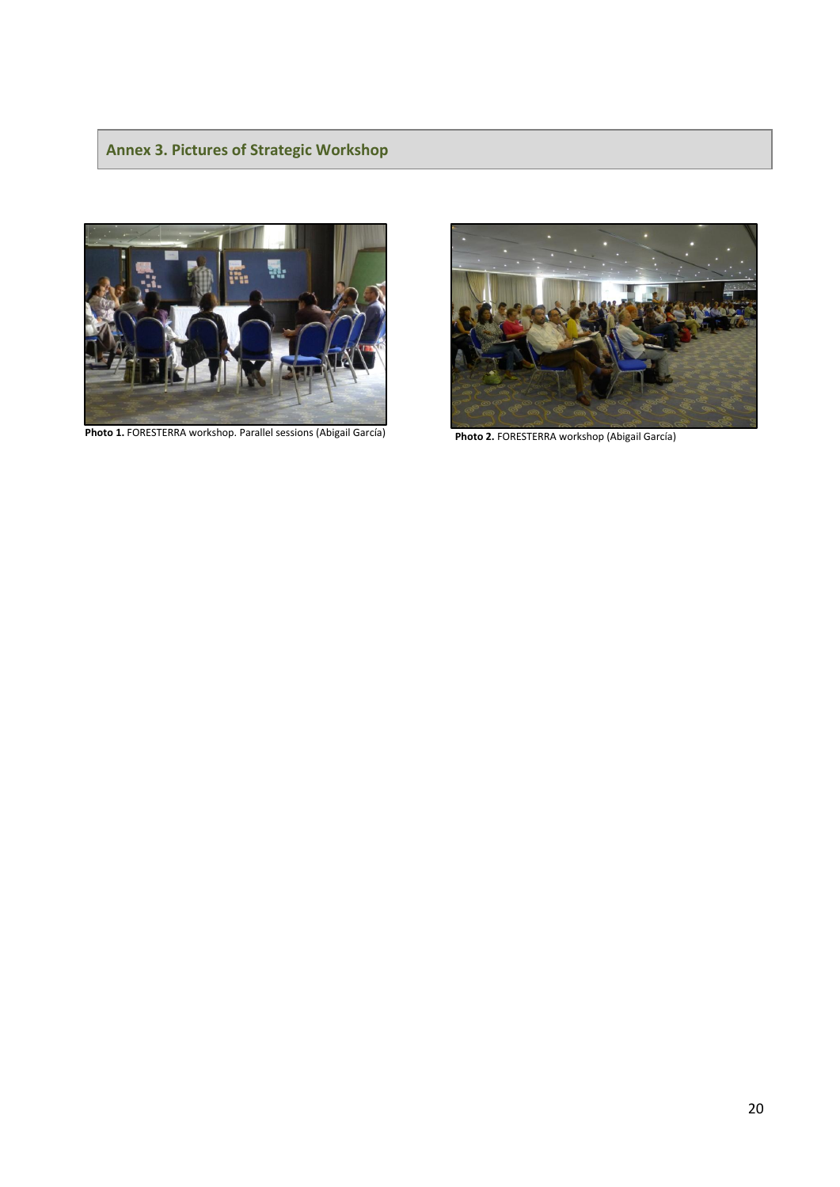## Annex 3. Pictures of Strategic Workshop

**Photo 1.** FORESTERRA workshop. Parallel sessions (Abigail García)

**Photo 2.** FORESTERRA workshop (Abigail García)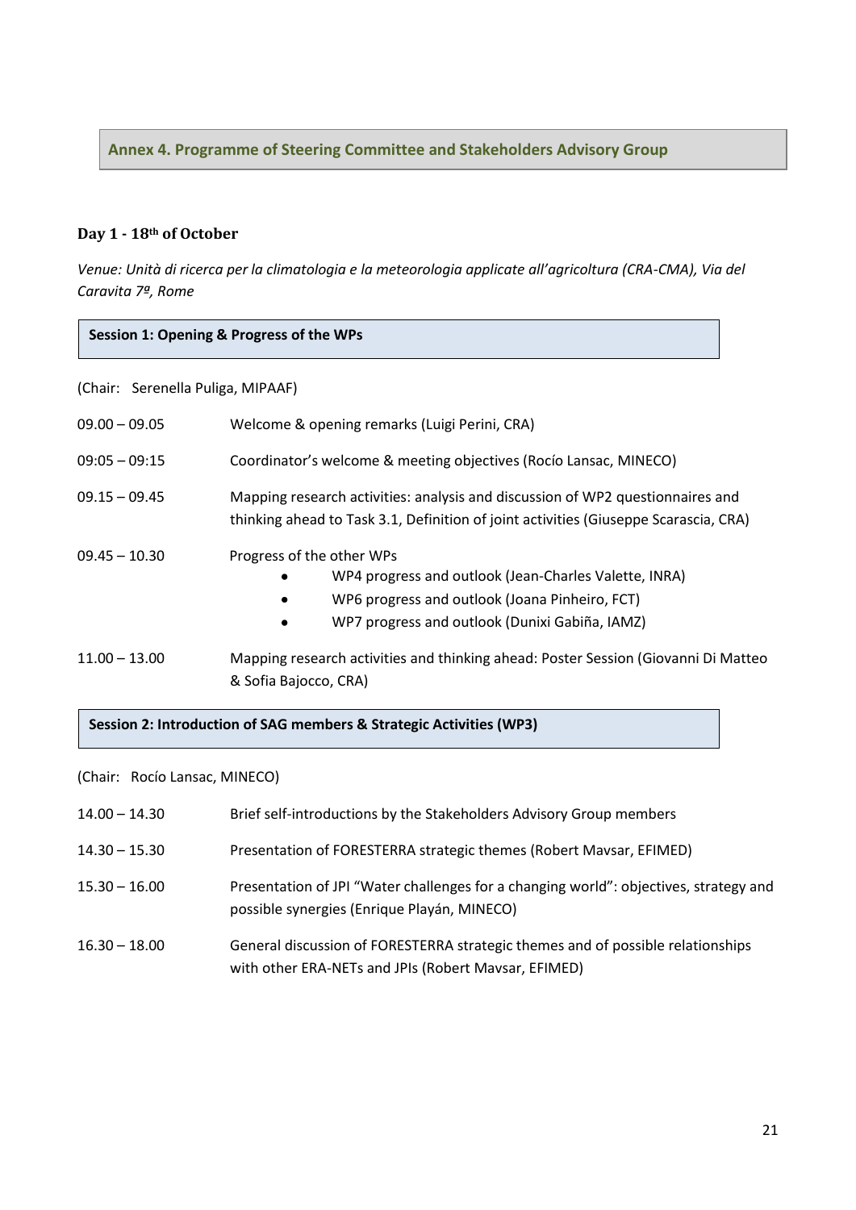## Annex 4. Programme of Steering Committee and Stakeholders Advisory Group

### Day 1 - 18th of October

*Venue: Unità di ricerca per la climatologia e la meteorologia applicate all'agricoltura (CRA-CMA), Via del Caravita 7ª, Rome*

#### Session 1: Opening & Progress of the WPs

(Chair: Serenella Puliga, MIPAAF)

| | |
|---|---|
| 09.00 – 09.05 | Welcome & opening remarks (Luigi Perini, CRA) |
| 09:05 – 09:15 | Coordinator's welcome & meeting objectives (Rocío Lansac, MINECO) |
| 09.15 – 09.45 | Mapping research activities: analysis and discussion of WP2 questionnaires and thinking ahead to Task 3.1, Definition of joint activities (Giuseppe Scarascia, CRA) |
| 09.45 – 10.30 | Progress of the other WPs<br>• WP4 progress and outlook (Jean-Charles Valette, INRA)<br>• WP6 progress and outlook (Joana Pinheiro, FCT)<br>• WP7 progress and outlook (Dunixi Gabiña, IAMZ) |
| 11.00 – 13.00 | Mapping research activities and thinking ahead: Poster Session (Giovanni Di Matteo & Sofia Bajocco, CRA) |

#### Session 2: Introduction of SAG members & Strategic Activities (WP3)

(Chair: Rocío Lansac, MINECO)

| | |
|---|---|
| 14.00 – 14.30 | Brief self-introductions by the Stakeholders Advisory Group members |
| 14.30 – 15.30 | Presentation of FORESTERRA strategic themes (Robert Mavsar, EFIMED) |
| 15.30 – 16.00 | Presentation of JPI "Water challenges for a changing world": objectives, strategy and possible synergies (Enrique Playán, MINECO) |
| 16.30 – 18.00 | General discussion of FORESTERRA strategic themes and of possible relationships with other ERA-NETs and JPIs (Robert Mavsar, EFIMED) |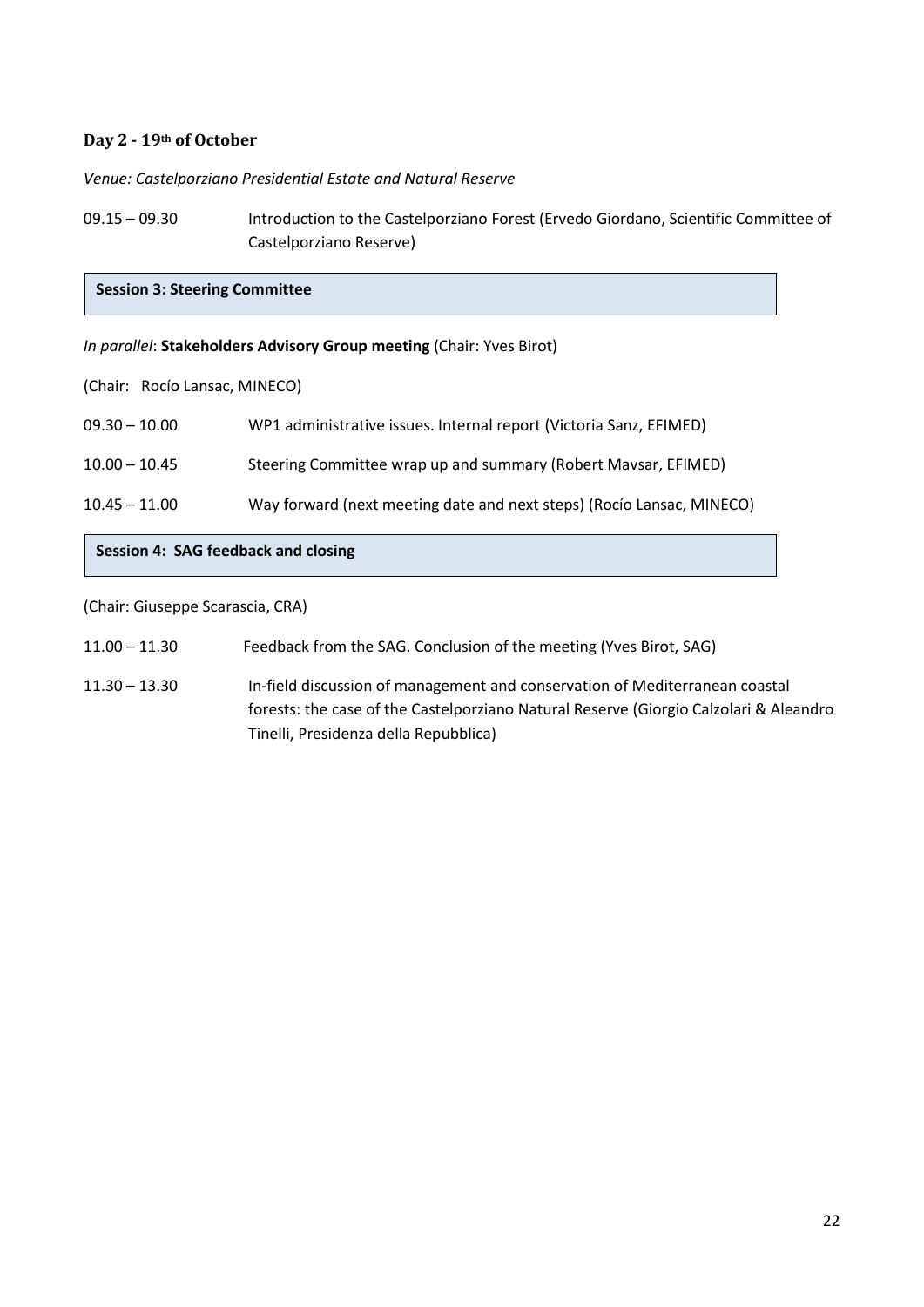### Day 2 - 19th of October

*Venue: Castelporziano Presidential Estate and Natural Reserve*

09.15 – 09.30 Introduction to the Castelporziano Forest (Ervedo Giordano, Scientific Committee of Castelporziano Reserve)

**Session 3: Steering Committee**

*In parallel*: **Stakeholders Advisory Group meeting** (Chair: Yves Birot)

(Chair: Rocío Lansac, MINECO)

09.30 – 10.00 WP1 administrative issues. Internal report (Victoria Sanz, EFIMED)

10.00 – 10.45 Steering Committee wrap up and summary (Robert Mavsar, EFIMED)

10.45 – 11.00 Way forward (next meeting date and next steps) (Rocío Lansac, MINECO)

**Session 4: SAG feedback and closing**

(Chair: Giuseppe Scarascia, CRA)

11.00 – 11.30 Feedback from the SAG. Conclusion of the meeting (Yves Birot, SAG)

11.30 – 13.30 In-field discussion of management and conservation of Mediterranean coastal forests: the case of the Castelporziano Natural Reserve (Giorgio Calzolari & Aleandro Tinelli, Presidenza della Repubblica)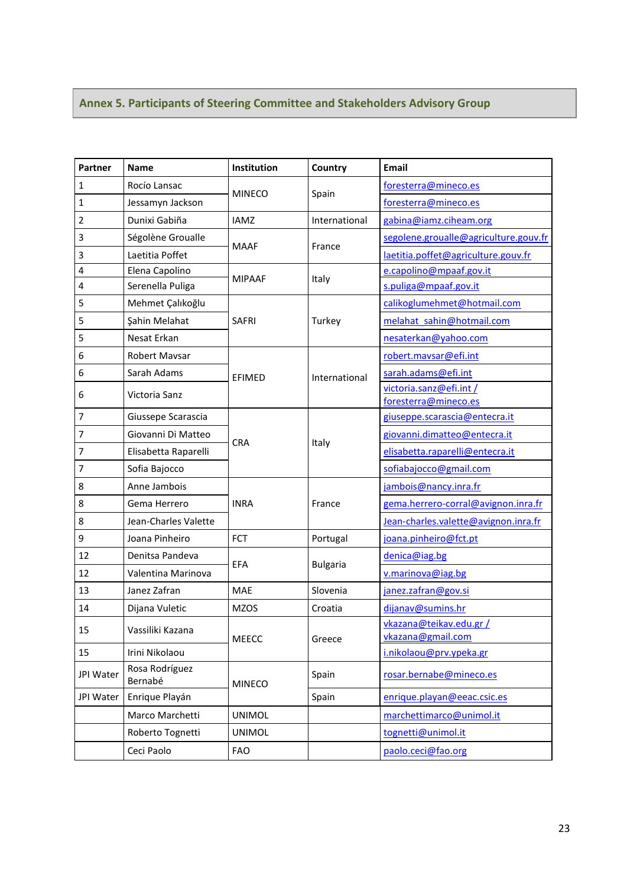## Annex 5. Participants of Steering Committee and Stakeholders Advisory Group

| Partner | Name | Institution | Country | Email |
|---|---|---|---|---|
| 1 | Rocío Lansac | MINECO | Spain | foresterra@mineco.es |
| 1 | Jessamyn Jackson | | | foresterra@mineco.es |
| 2 | Dunixi Gabiña | IAMZ | International | gabina@iamz.ciheam.org |
| 3 | Ségolène Groualle | MAAF | France | segolene.groualle@agriculture.gouv.fr |
| 3 | Laetitia Poffet | | | laetitia.poffet@agriculture.gouv.fr |
| 4 | Elena Capolino | MIPAAF | Italy | e.capolino@mpaaf.gov.it |
| 4 | Serenella Puliga | | | s.puliga@mpaaf.gov.it |
| 5 | Mehmet Çalıkoğlu | SAFRI | Turkey | calikoglumehmet@hotmail.com |
| 5 | Şahin Melahat | | | melahat_sahin@hotmail.com |
| 5 | Nesat Erkan | | | nesaterkan@yahoo.com |
| 6 | Robert Mavsar | EFIMED | International | robert.mavsar@efi.int |
| 6 | Sarah Adams | | | sarah.adams@efi.int |
| 6 | Victoria Sanz | | | victoria.sanz@efi.int / foresterra@mineco.es |
| 7 | Giussepe Scarascia | CRA | Italy | giuseppe.scarascia@entecra.it |
| 7 | Giovanni Di Matteo | | | giovanni.dimatteo@entecra.it |
| 7 | Elisabetta Raparelli | | | elisabetta.raparelli@entecra.it |
| 7 | Sofia Bajocco | | | sofiabajocco@gmail.com |
| 8 | Anne Jambois | INRA | France | jambois@nancy.inra.fr |
| 8 | Gema Herrero | | | gema.herrero-corral@avignon.inra.fr |
| 8 | Jean-Charles Valette | | | Jean-charles.valette@avignon.inra.fr |
| 9 | Joana Pinheiro | FCT | Portugal | joana.pinheiro@fct.pt |
| 12 | Denitsa Pandeva | EFA | Bulgaria | denica@iag.bg |
| 12 | Valentina Marinova | | | v.marinova@iag.bg |
| 13 | Janez Zafran | MAE | Slovenia | janez.zafran@gov.si |
| 14 | Dijana Vuletic | MZOS | Croatia | dijanav@sumins.hr |
| 15 | Vassiliki Kazana | MEECC | Greece | vkazana@teikav.edu.gr / vkazana@gmail.com |
| 15 | Irini Nikolaou | | | i.nikolaou@prv.ypeka.gr |
| JPI Water | Rosa Rodríguez Bernabé | MINECO | Spain | rosar.bernabe@mineco.es |
| JPI Water | Enrique Playán | | Spain | enrique.playan@eeac.csic.es |
| | Marco Marchetti | UNIMOL | | marchettimarco@unimol.it |
| | Roberto Tognetti | UNIMOL | | tognetti@unimol.it |
| | Ceci Paolo | FAO | | paolo.ceci@fao.org |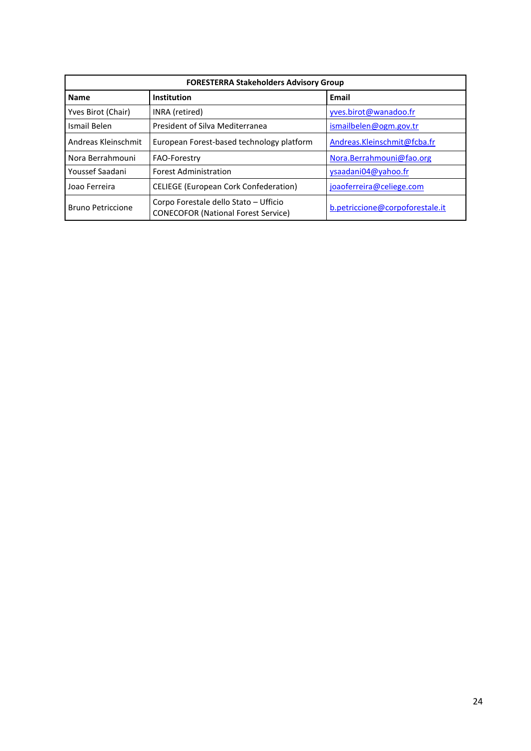| FORESTERRA Stakeholders Advisory Group | | |
|---|---|---|
| **Name** | **Institution** | **Email** |
| Yves Birot (Chair) | INRA (retired) | yves.birot@wanadoo.fr |
| Ismail Belen | President of Silva Mediterranea | ismailbelen@ogm.gov.tr |
| Andreas Kleinschmit | European Forest-based technology platform | Andreas.Kleinschmit@fcba.fr |
| Nora Berrahmouni | FAO-Forestry | Nora.Berrahmouni@fao.org |
| Youssef Saadani | Forest Administration | ysaadani04@yahoo.fr |
| Joao Ferreira | CELIEGE (European Cork Confederation) | joaoferreira@celiege.com |
| Bruno Petriccione | Corpo Forestale dello Stato – Ufficio CONECOFOR (National Forest Service) | b.petriccione@corpoforestale.it |